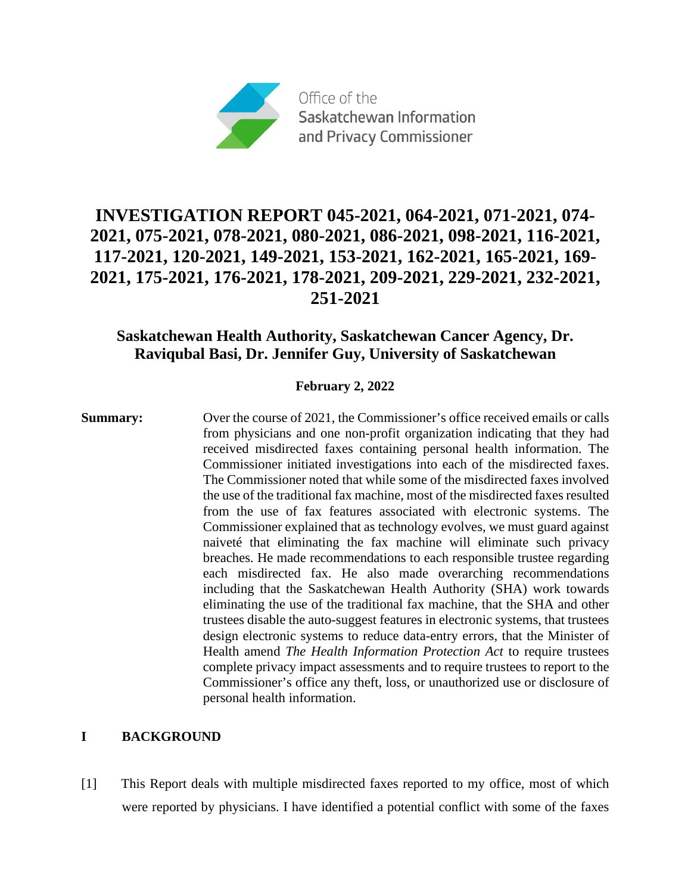Office of the Saskatchewan Information and Privacy Commissioner

# INVESTIGATION REPORT 045-2021, 064-2021, 071-2021, 074-2021, 075-2021, 078-2021, 080-2021, 086-2021, 098-2021, 116-2021, 117-2021, 120-2021, 149-2021, 153-2021, 162-2021, 165-2021, 169-2021, 175-2021, 176-2021, 178-2021, 209-2021, 229-2021, 232-2021, 251-2021

## Saskatchewan Health Authority, Saskatchewan Cancer Agency, Dr. Raviqubal Basi, Dr. Jennifer Guy, University of Saskatchewan

**February 2, 2022**

**Summary:** Over the course of 2021, the Commissioner's office received emails or calls from physicians and one non-profit organization indicating that they had received misdirected faxes containing personal health information. The Commissioner initiated investigations into each of the misdirected faxes. The Commissioner noted that while some of the misdirected faxes involved the use of the traditional fax machine, most of the misdirected faxes resulted from the use of fax features associated with electronic systems. The Commissioner explained that as technology evolves, we must guard against naiveté that eliminating the fax machine will eliminate such privacy breaches. He made recommendations to each responsible trustee regarding each misdirected fax. He also made overarching recommendations including that the Saskatchewan Health Authority (SHA) work towards eliminating the use of the traditional fax machine, that the SHA and other trustees disable the auto-suggest features in electronic systems, that trustees design electronic systems to reduce data-entry errors, that the Minister of Health amend *The Health Information Protection Act* to require trustees complete privacy impact assessments and to require trustees to report to the Commissioner's office any theft, loss, or unauthorized use or disclosure of personal health information.

## I BACKGROUND

[1] This Report deals with multiple misdirected faxes reported to my office, most of which were reported by physicians. I have identified a potential conflict with some of the faxes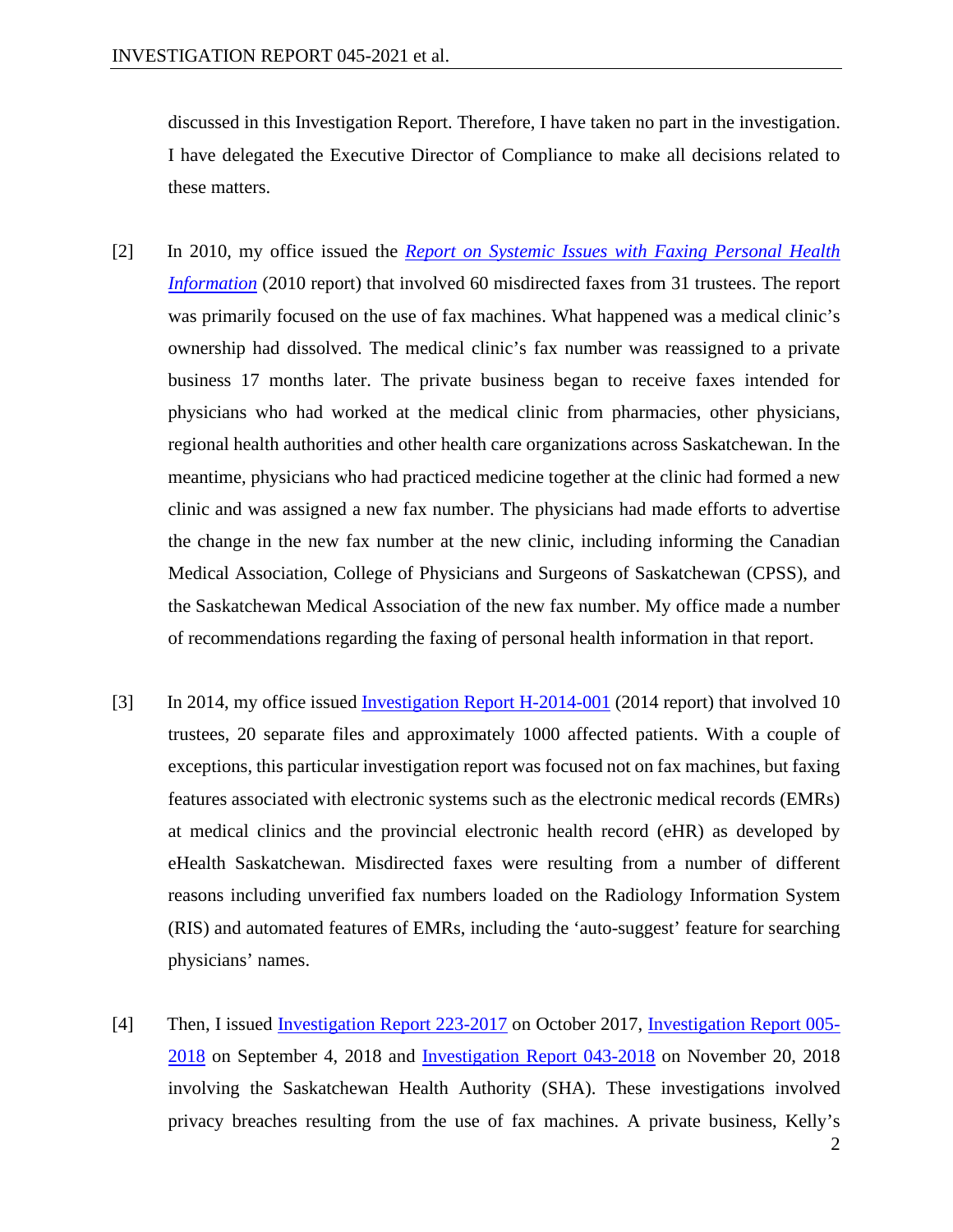discussed in this Investigation Report. Therefore, I have taken no part in the investigation. I have delegated the Executive Director of Compliance to make all decisions related to these matters.

[2] In 2010, my office issued the *Report on Systemic Issues with Faxing Personal Health Information* (2010 report) that involved 60 misdirected faxes from 31 trustees. The report was primarily focused on the use of fax machines. What happened was a medical clinic's ownership had dissolved. The medical clinic's fax number was reassigned to a private business 17 months later. The private business began to receive faxes intended for physicians who had worked at the medical clinic from pharmacies, other physicians, regional health authorities and other health care organizations across Saskatchewan. In the meantime, physicians who had practiced medicine together at the clinic had formed a new clinic and was assigned a new fax number. The physicians had made efforts to advertise the change in the new fax number at the new clinic, including informing the Canadian Medical Association, College of Physicians and Surgeons of Saskatchewan (CPSS), and the Saskatchewan Medical Association of the new fax number. My office made a number of recommendations regarding the faxing of personal health information in that report.

[3] In 2014, my office issued Investigation Report H-2014-001 (2014 report) that involved 10 trustees, 20 separate files and approximately 1000 affected patients. With a couple of exceptions, this particular investigation report was focused not on fax machines, but faxing features associated with electronic systems such as the electronic medical records (EMRs) at medical clinics and the provincial electronic health record (eHR) as developed by eHealth Saskatchewan. Misdirected faxes were resulting from a number of different reasons including unverified fax numbers loaded on the Radiology Information System (RIS) and automated features of EMRs, including the 'auto-suggest' feature for searching physicians' names.

[4] Then, I issued Investigation Report 223-2017 on October 2017, Investigation Report 005-2018 on September 4, 2018 and Investigation Report 043-2018 on November 20, 2018 involving the Saskatchewan Health Authority (SHA). These investigations involved privacy breaches resulting from the use of fax machines. A private business, Kelly's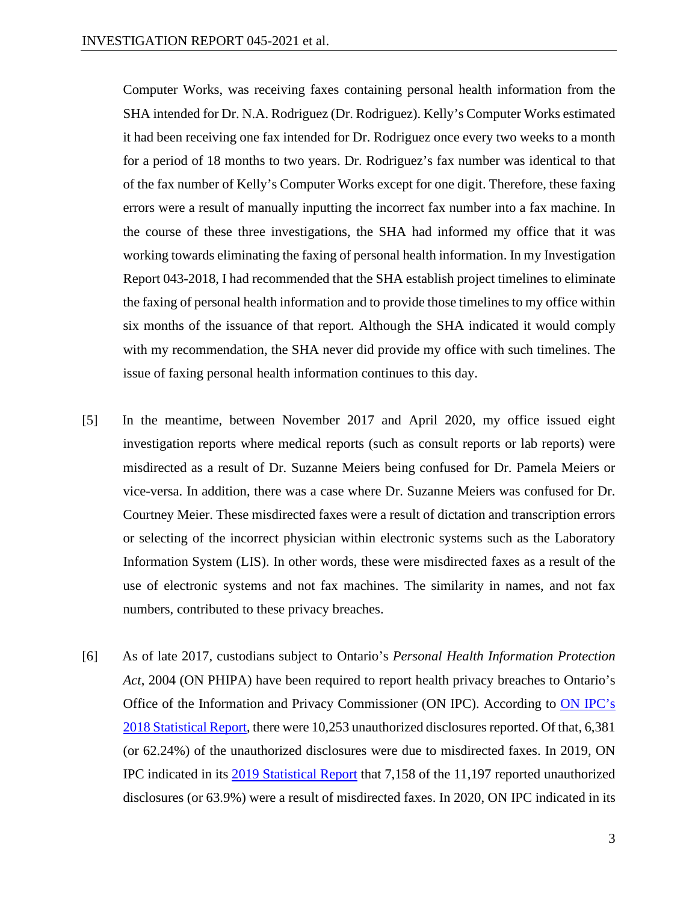Computer Works, was receiving faxes containing personal health information from the SHA intended for Dr. N.A. Rodriguez (Dr. Rodriguez). Kelly's Computer Works estimated it had been receiving one fax intended for Dr. Rodriguez once every two weeks to a month for a period of 18 months to two years. Dr. Rodriguez's fax number was identical to that of the fax number of Kelly's Computer Works except for one digit. Therefore, these faxing errors were a result of manually inputting the incorrect fax number into a fax machine. In the course of these three investigations, the SHA had informed my office that it was working towards eliminating the faxing of personal health information. In my Investigation Report 043-2018, I had recommended that the SHA establish project timelines to eliminate the faxing of personal health information and to provide those timelines to my office within six months of the issuance of that report. Although the SHA indicated it would comply with my recommendation, the SHA never did provide my office with such timelines. The issue of faxing personal health information continues to this day.

[5] In the meantime, between November 2017 and April 2020, my office issued eight investigation reports where medical reports (such as consult reports or lab reports) were misdirected as a result of Dr. Suzanne Meiers being confused for Dr. Pamela Meiers or vice-versa. In addition, there was a case where Dr. Suzanne Meiers was confused for Dr. Courtney Meier. These misdirected faxes were a result of dictation and transcription errors or selecting of the incorrect physician within electronic systems such as the Laboratory Information System (LIS). In other words, these were misdirected faxes as a result of the use of electronic systems and not fax machines. The similarity in names, and not fax numbers, contributed to these privacy breaches.

[6] As of late 2017, custodians subject to Ontario's *Personal Health Information Protection Act*, 2004 (ON PHIPA) have been required to report health privacy breaches to Ontario's Office of the Information and Privacy Commissioner (ON IPC). According to ON IPC's 2018 Statistical Report, there were 10,253 unauthorized disclosures reported. Of that, 6,381 (or 62.24%) of the unauthorized disclosures were due to misdirected faxes. In 2019, ON IPC indicated in its 2019 Statistical Report that 7,158 of the 11,197 reported unauthorized disclosures (or 63.9%) were a result of misdirected faxes. In 2020, ON IPC indicated in its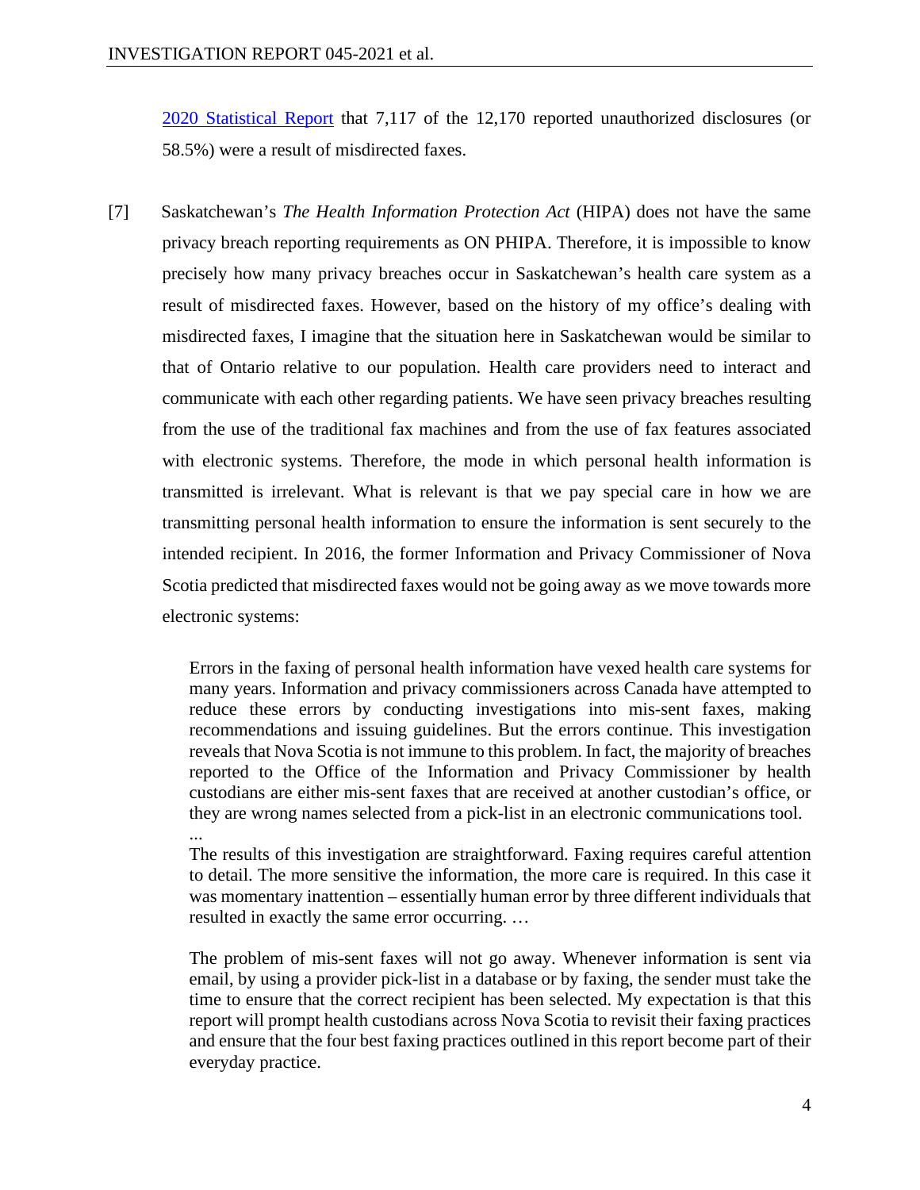[2020 Statistical Report](#) that 7,117 of the 12,170 reported unauthorized disclosures (or 58.5%) were a result of misdirected faxes.

[7] Saskatchewan's *The Health Information Protection Act* (HIPA) does not have the same privacy breach reporting requirements as ON PHIPA. Therefore, it is impossible to know precisely how many privacy breaches occur in Saskatchewan's health care system as a result of misdirected faxes. However, based on the history of my office's dealing with misdirected faxes, I imagine that the situation here in Saskatchewan would be similar to that of Ontario relative to our population. Health care providers need to interact and communicate with each other regarding patients. We have seen privacy breaches resulting from the use of the traditional fax machines and from the use of fax features associated with electronic systems. Therefore, the mode in which personal health information is transmitted is irrelevant. What is relevant is that we pay special care in how we are transmitting personal health information to ensure the information is sent securely to the intended recipient. In 2016, the former Information and Privacy Commissioner of Nova Scotia predicted that misdirected faxes would not be going away as we move towards more electronic systems:

> Errors in the faxing of personal health information have vexed health care systems for many years. Information and privacy commissioners across Canada have attempted to reduce these errors by conducting investigations into mis-sent faxes, making recommendations and issuing guidelines. But the errors continue. This investigation reveals that Nova Scotia is not immune to this problem. In fact, the majority of breaches reported to the Office of the Information and Privacy Commissioner by health custodians are either mis-sent faxes that are received at another custodian's office, or they are wrong names selected from a pick-list in an electronic communications tool.
> ...
> The results of this investigation are straightforward. Faxing requires careful attention to detail. The more sensitive the information, the more care is required. In this case it was momentary inattention – essentially human error by three different individuals that resulted in exactly the same error occurring. …
>
> The problem of mis-sent faxes will not go away. Whenever information is sent via email, by using a provider pick-list in a database or by faxing, the sender must take the time to ensure that the correct recipient has been selected. My expectation is that this report will prompt health custodians across Nova Scotia to revisit their faxing practices and ensure that the four best faxing practices outlined in this report become part of their everyday practice.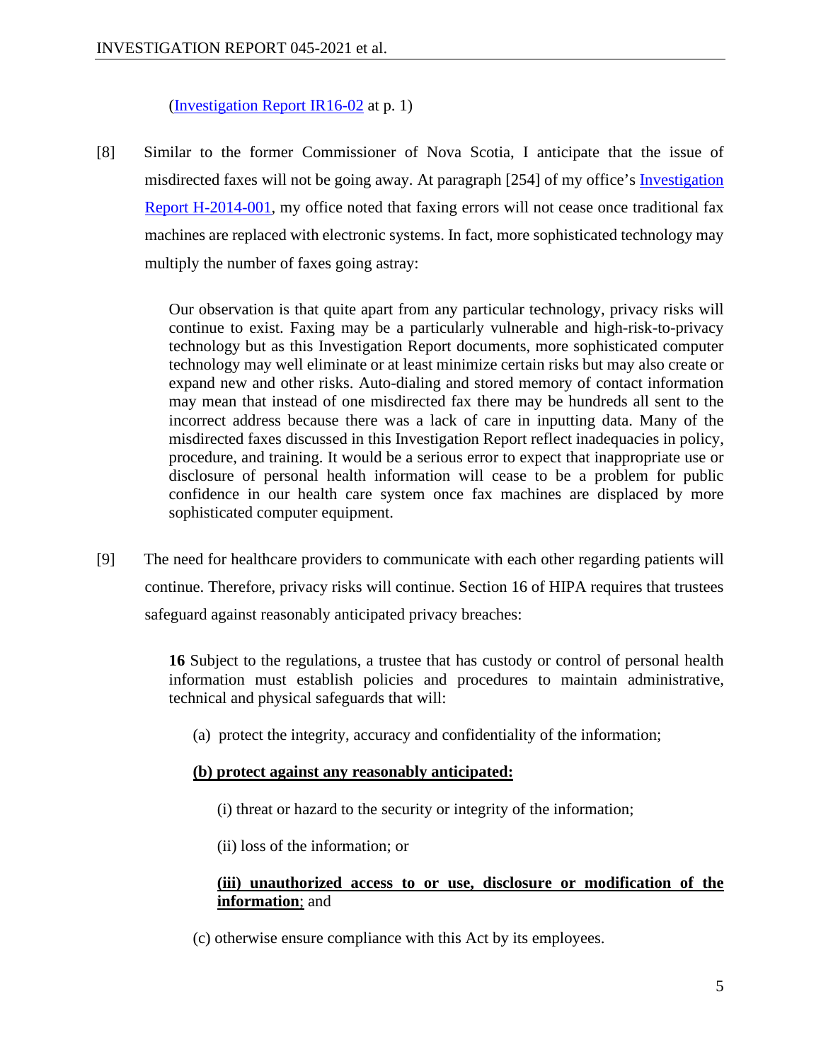(Investigation Report IR16-02 at p. 1)

[8] Similar to the former Commissioner of Nova Scotia, I anticipate that the issue of misdirected faxes will not be going away. At paragraph [254] of my office's Investigation Report H-2014-001, my office noted that faxing errors will not cease once traditional fax machines are replaced with electronic systems. In fact, more sophisticated technology may multiply the number of faxes going astray:

> Our observation is that quite apart from any particular technology, privacy risks will continue to exist. Faxing may be a particularly vulnerable and high-risk-to-privacy technology but as this Investigation Report documents, more sophisticated computer technology may well eliminate or at least minimize certain risks but may also create or expand new and other risks. Auto-dialing and stored memory of contact information may mean that instead of one misdirected fax there may be hundreds all sent to the incorrect address because there was a lack of care in inputting data. Many of the misdirected faxes discussed in this Investigation Report reflect inadequacies in policy, procedure, and training. It would be a serious error to expect that inappropriate use or disclosure of personal health information will cease to be a problem for public confidence in our health care system once fax machines are displaced by more sophisticated computer equipment.

[9] The need for healthcare providers to communicate with each other regarding patients will continue. Therefore, privacy risks will continue. Section 16 of HIPA requires that trustees safeguard against reasonably anticipated privacy breaches:

> **16** Subject to the regulations, a trustee that has custody or control of personal health information must establish policies and procedures to maintain administrative, technical and physical safeguards that will:
>
> (a) protect the integrity, accuracy and confidentiality of the information;
>
> **<u>(b) protect against any reasonably anticipated:</u>**
>
> (i) threat or hazard to the security or integrity of the information;
>
> (ii) loss of the information; or
>
> **<u>(iii) unauthorized access to or use, disclosure or modification of the information</u>**; and
>
> (c) otherwise ensure compliance with this Act by its employees.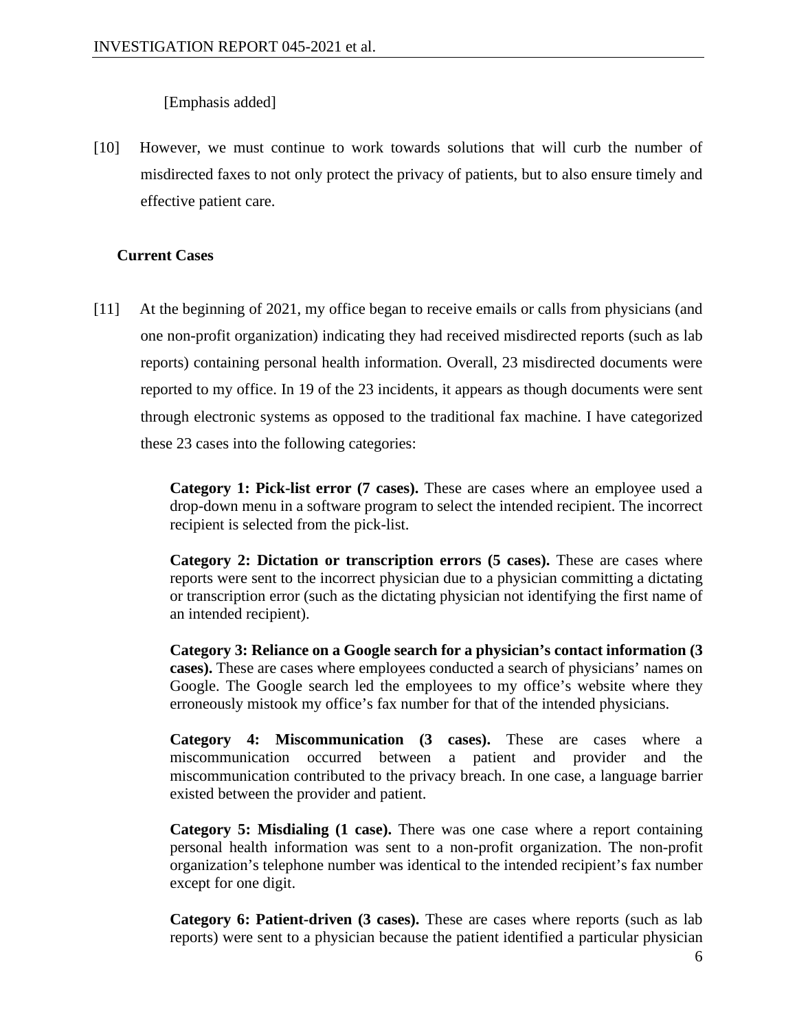[Emphasis added]

[10] However, we must continue to work towards solutions that will curb the number of misdirected faxes to not only protect the privacy of patients, but to also ensure timely and effective patient care.

### Current Cases

[11] At the beginning of 2021, my office began to receive emails or calls from physicians (and one non-profit organization) indicating they had received misdirected reports (such as lab reports) containing personal health information. Overall, 23 misdirected documents were reported to my office. In 19 of the 23 incidents, it appears as though documents were sent through electronic systems as opposed to the traditional fax machine. I have categorized these 23 cases into the following categories:

> **Category 1: Pick-list error (7 cases).** These are cases where an employee used a drop-down menu in a software program to select the intended recipient. The incorrect recipient is selected from the pick-list.
>
> **Category 2: Dictation or transcription errors (5 cases).** These are cases where reports were sent to the incorrect physician due to a physician committing a dictating or transcription error (such as the dictating physician not identifying the first name of an intended recipient).
>
> **Category 3: Reliance on a Google search for a physician's contact information (3 cases).** These are cases where employees conducted a search of physicians' names on Google. The Google search led the employees to my office's website where they erroneously mistook my office's fax number for that of the intended physicians.
>
> **Category 4: Miscommunication (3 cases).** These are cases where a miscommunication occurred between a patient and provider and the miscommunication contributed to the privacy breach. In one case, a language barrier existed between the provider and patient.
>
> **Category 5: Misdialing (1 case).** There was one case where a report containing personal health information was sent to a non-profit organization. The non-profit organization's telephone number was identical to the intended recipient's fax number except for one digit.
>
> **Category 6: Patient-driven (3 cases).** These are cases where reports (such as lab reports) were sent to a physician because the patient identified a particular physician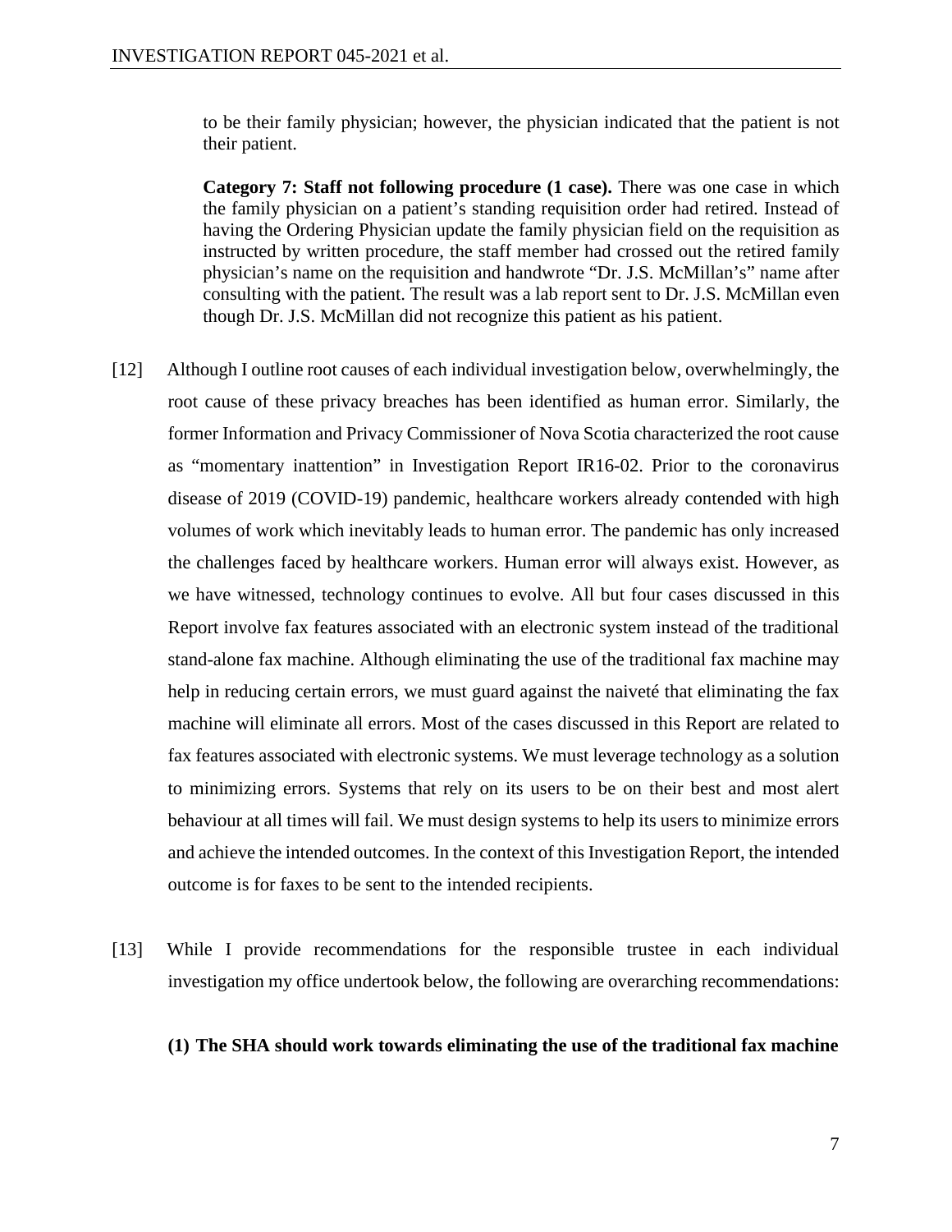to be their family physician; however, the physician indicated that the patient is not their patient.

**Category 7: Staff not following procedure (1 case).** There was one case in which the family physician on a patient's standing requisition order had retired. Instead of having the Ordering Physician update the family physician field on the requisition as instructed by written procedure, the staff member had crossed out the retired family physician's name on the requisition and handwrote "Dr. J.S. McMillan's" name after consulting with the patient. The result was a lab report sent to Dr. J.S. McMillan even though Dr. J.S. McMillan did not recognize this patient as his patient.

[12] Although I outline root causes of each individual investigation below, overwhelmingly, the root cause of these privacy breaches has been identified as human error. Similarly, the former Information and Privacy Commissioner of Nova Scotia characterized the root cause as "momentary inattention" in Investigation Report IR16-02. Prior to the coronavirus disease of 2019 (COVID-19) pandemic, healthcare workers already contended with high volumes of work which inevitably leads to human error. The pandemic has only increased the challenges faced by healthcare workers. Human error will always exist. However, as we have witnessed, technology continues to evolve. All but four cases discussed in this Report involve fax features associated with an electronic system instead of the traditional stand-alone fax machine. Although eliminating the use of the traditional fax machine may help in reducing certain errors, we must guard against the naiveté that eliminating the fax machine will eliminate all errors. Most of the cases discussed in this Report are related to fax features associated with electronic systems. We must leverage technology as a solution to minimizing errors. Systems that rely on its users to be on their best and most alert behaviour at all times will fail. We must design systems to help its users to minimize errors and achieve the intended outcomes. In the context of this Investigation Report, the intended outcome is for faxes to be sent to the intended recipients.

[13] While I provide recommendations for the responsible trustee in each individual investigation my office undertook below, the following are overarching recommendations:

**(1) The SHA should work towards eliminating the use of the traditional fax machine**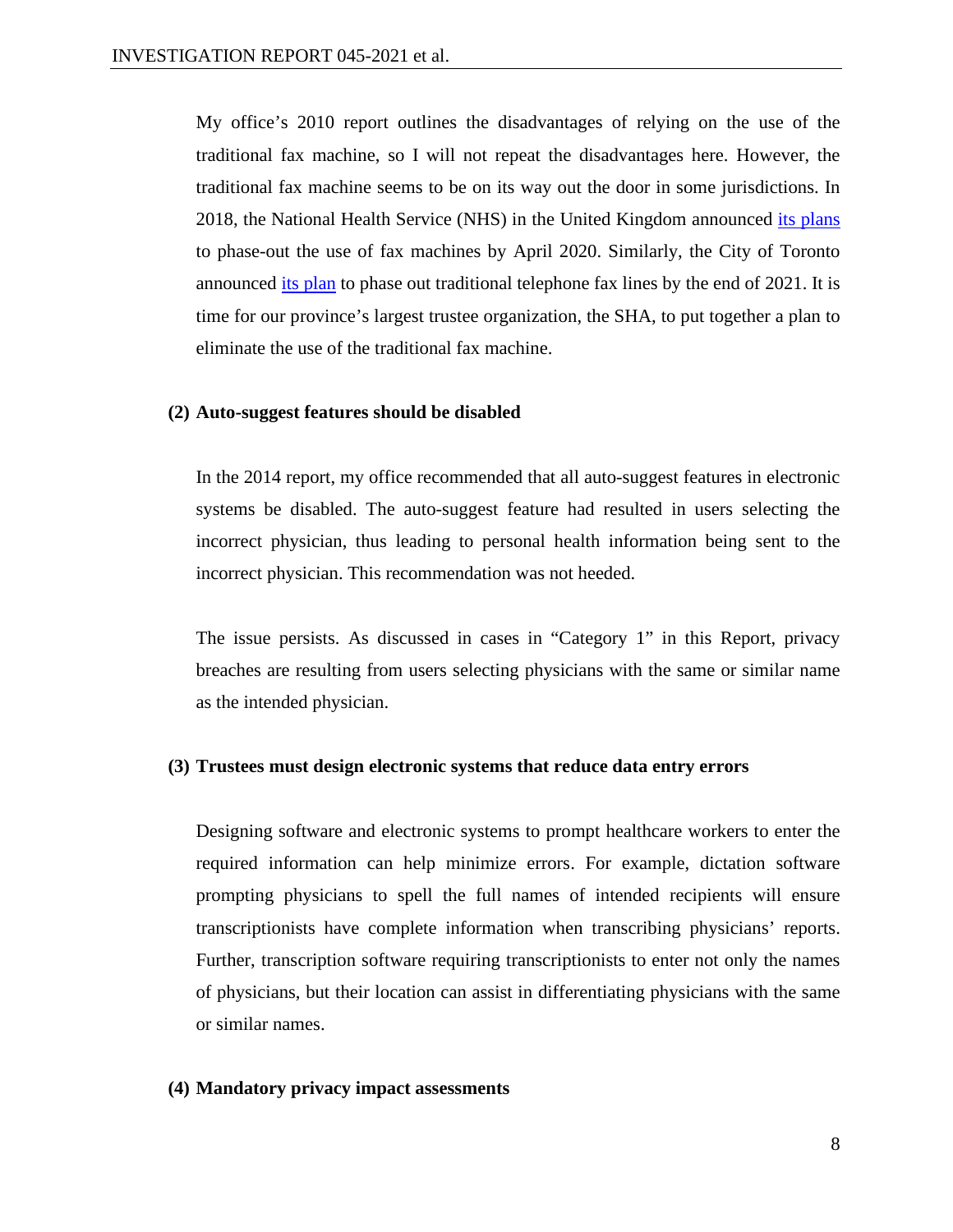My office's 2010 report outlines the disadvantages of relying on the use of the traditional fax machine, so I will not repeat the disadvantages here. However, the traditional fax machine seems to be on its way out the door in some jurisdictions. In 2018, the National Health Service (NHS) in the United Kingdom announced its plans to phase-out the use of fax machines by April 2020. Similarly, the City of Toronto announced its plan to phase out traditional telephone fax lines by the end of 2021. It is time for our province's largest trustee organization, the SHA, to put together a plan to eliminate the use of the traditional fax machine.

**(2) Auto-suggest features should be disabled**

In the 2014 report, my office recommended that all auto-suggest features in electronic systems be disabled. The auto-suggest feature had resulted in users selecting the incorrect physician, thus leading to personal health information being sent to the incorrect physician. This recommendation was not heeded.

The issue persists. As discussed in cases in "Category 1" in this Report, privacy breaches are resulting from users selecting physicians with the same or similar name as the intended physician.

**(3) Trustees must design electronic systems that reduce data entry errors**

Designing software and electronic systems to prompt healthcare workers to enter the required information can help minimize errors. For example, dictation software prompting physicians to spell the full names of intended recipients will ensure transcriptionists have complete information when transcribing physicians' reports. Further, transcription software requiring transcriptionists to enter not only the names of physicians, but their location can assist in differentiating physicians with the same or similar names.

**(4) Mandatory privacy impact assessments**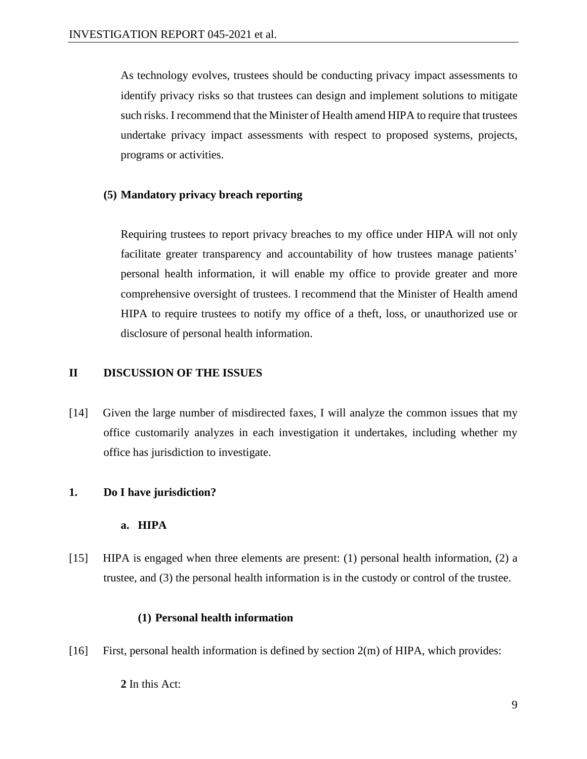As technology evolves, trustees should be conducting privacy impact assessments to identify privacy risks so that trustees can design and implement solutions to mitigate such risks. I recommend that the Minister of Health amend HIPA to require that trustees undertake privacy impact assessments with respect to proposed systems, projects, programs or activities.

**(5) Mandatory privacy breach reporting**

Requiring trustees to report privacy breaches to my office under HIPA will not only facilitate greater transparency and accountability of how trustees manage patients' personal health information, it will enable my office to provide greater and more comprehensive oversight of trustees. I recommend that the Minister of Health amend HIPA to require trustees to notify my office of a theft, loss, or unauthorized use or disclosure of personal health information.

## II DISCUSSION OF THE ISSUES

[14] Given the large number of misdirected faxes, I will analyze the common issues that my office customarily analyzes in each investigation it undertakes, including whether my office has jurisdiction to investigate.

### 1. Do I have jurisdiction?

#### a. HIPA

[15] HIPA is engaged when three elements are present: (1) personal health information, (2) a trustee, and (3) the personal health information is in the custody or control of the trustee.

##### (1) Personal health information

[16] First, personal health information is defined by section 2(m) of HIPA, which provides:

**2** In this Act: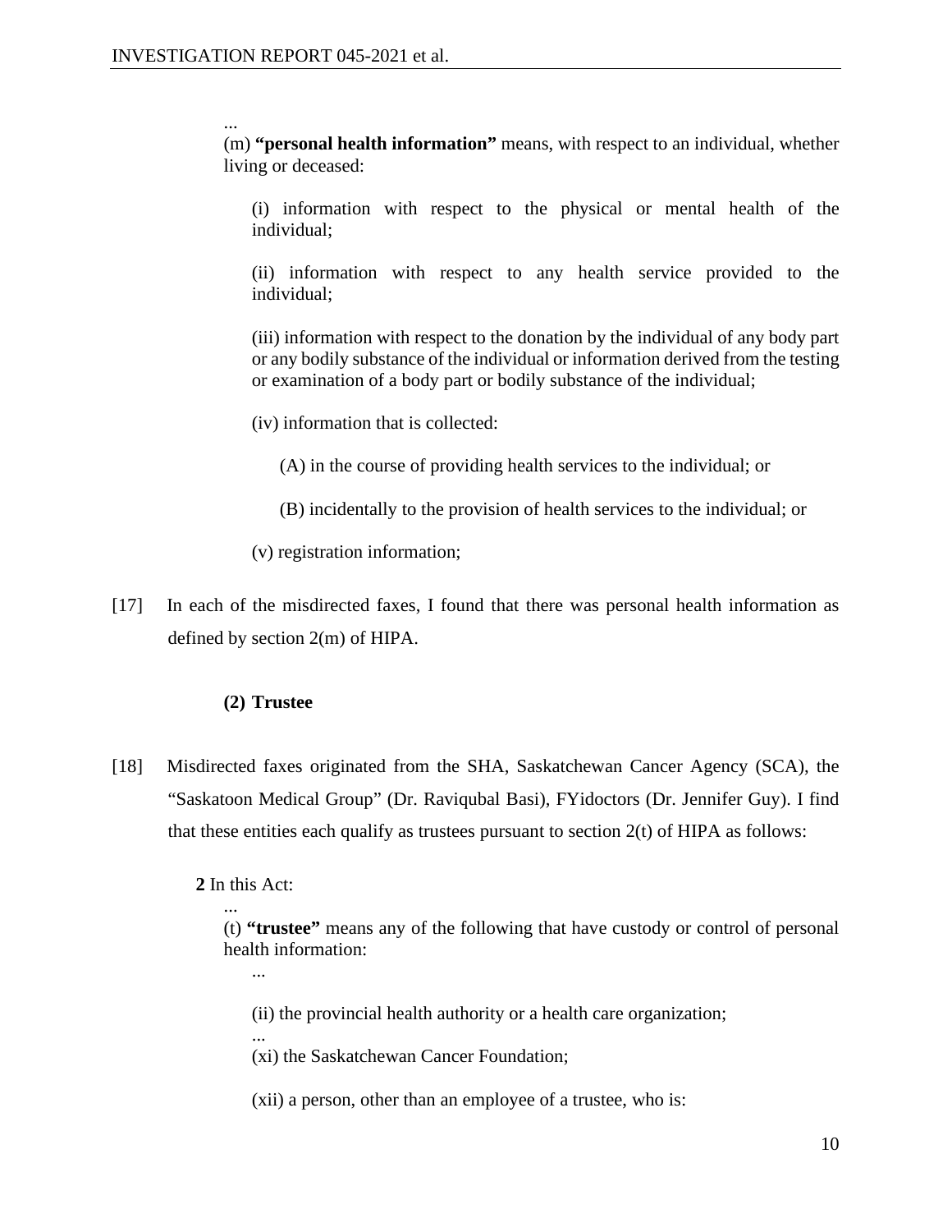...

(m) **"personal health information"** means, with respect to an individual, whether living or deceased:

(i) information with respect to the physical or mental health of the individual;

(ii) information with respect to any health service provided to the individual;

(iii) information with respect to the donation by the individual of any body part or any bodily substance of the individual or information derived from the testing or examination of a body part or bodily substance of the individual;

(iv) information that is collected:

(A) in the course of providing health services to the individual; or

(B) incidentally to the provision of health services to the individual; or

(v) registration information;

[17] In each of the misdirected faxes, I found that there was personal health information as defined by section 2(m) of HIPA.

**(2) Trustee**

[18] Misdirected faxes originated from the SHA, Saskatchewan Cancer Agency (SCA), the "Saskatoon Medical Group" (Dr. Raviqubal Basi), FYidoctors (Dr. Jennifer Guy). I find that these entities each qualify as trustees pursuant to section 2(t) of HIPA as follows:

**2** In this Act:

...

(t) **"trustee"** means any of the following that have custody or control of personal health information:

...

(ii) the provincial health authority or a health care organization;

...

(xi) the Saskatchewan Cancer Foundation;

(xii) a person, other than an employee of a trustee, who is: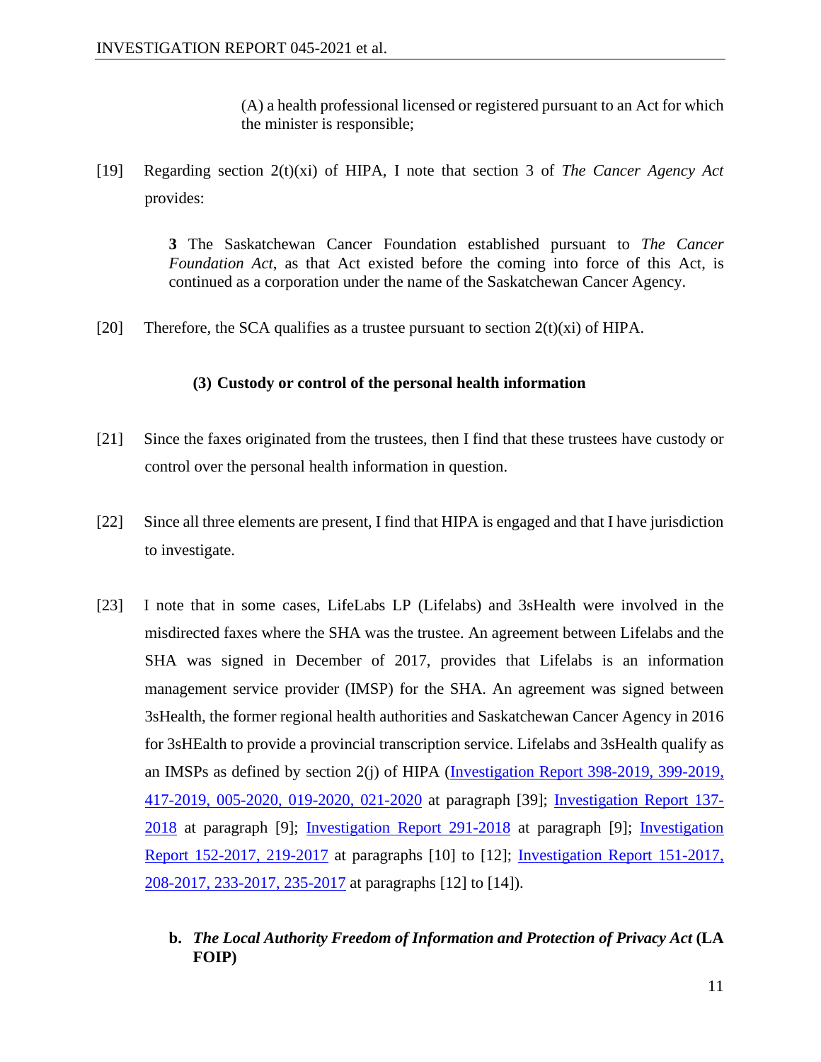> (A) a health professional licensed or registered pursuant to an Act for which the minister is responsible;

[19] Regarding section 2(t)(xi) of HIPA, I note that section 3 of *The Cancer Agency Act* provides:

> **3** The Saskatchewan Cancer Foundation established pursuant to *The Cancer Foundation Act*, as that Act existed before the coming into force of this Act, is continued as a corporation under the name of the Saskatchewan Cancer Agency.

[20] Therefore, the SCA qualifies as a trustee pursuant to section 2(t)(xi) of HIPA.

**(3) Custody or control of the personal health information**

[21] Since the faxes originated from the trustees, then I find that these trustees have custody or control over the personal health information in question.

[22] Since all three elements are present, I find that HIPA is engaged and that I have jurisdiction to investigate.

[23] I note that in some cases, LifeLabs LP (Lifelabs) and 3sHealth were involved in the misdirected faxes where the SHA was the trustee. An agreement between Lifelabs and the SHA was signed in December of 2017, provides that Lifelabs is an information management service provider (IMSP) for the SHA. An agreement was signed between 3sHealth, the former regional health authorities and Saskatchewan Cancer Agency in 2016 for 3sHEalth to provide a provincial transcription service. Lifelabs and 3sHealth qualify as an IMSPs as defined by section 2(j) of HIPA (Investigation Report 398-2019, 399-2019, 417-2019, 005-2020, 019-2020, 021-2020 at paragraph [39]; Investigation Report 137-2018 at paragraph [9]; Investigation Report 291-2018 at paragraph [9]; Investigation Report 152-2017, 219-2017 at paragraphs [10] to [12]; Investigation Report 151-2017, 208-2017, 233-2017, 235-2017 at paragraphs [12] to [14]).

**b. *The Local Authority Freedom of Information and Protection of Privacy Act* (LA FOIP)**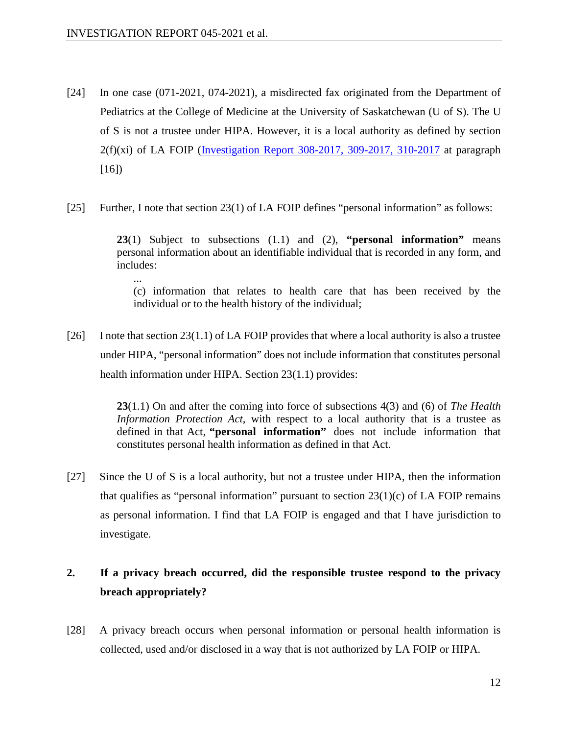[24] In one case (071-2021, 074-2021), a misdirected fax originated from the Department of Pediatrics at the College of Medicine at the University of Saskatchewan (U of S). The U of S is not a trustee under HIPA. However, it is a local authority as defined by section 2(f)(xi) of LA FOIP ([Investigation Report 308-2017, 309-2017, 310-2017]() at paragraph [16])

[25] Further, I note that section 23(1) of LA FOIP defines "personal information" as follows:

> **23**(1) Subject to subsections (1.1) and (2), **"personal information"** means personal information about an identifiable individual that is recorded in any form, and includes:
>
> ...
>
> (c) information that relates to health care that has been received by the individual or to the health history of the individual;

[26] I note that section 23(1.1) of LA FOIP provides that where a local authority is also a trustee under HIPA, "personal information" does not include information that constitutes personal health information under HIPA. Section 23(1.1) provides:

> **23**(1.1) On and after the coming into force of subsections 4(3) and (6) of *The Health Information Protection Act*, with respect to a local authority that is a trustee as defined in that Act, **"personal information"** does not include information that constitutes personal health information as defined in that Act.

[27] Since the U of S is a local authority, but not a trustee under HIPA, then the information that qualifies as "personal information" pursuant to section 23(1)(c) of LA FOIP remains as personal information. I find that LA FOIP is engaged and that I have jurisdiction to investigate.

## 2. If a privacy breach occurred, did the responsible trustee respond to the privacy breach appropriately?

[28] A privacy breach occurs when personal information or personal health information is collected, used and/or disclosed in a way that is not authorized by LA FOIP or HIPA.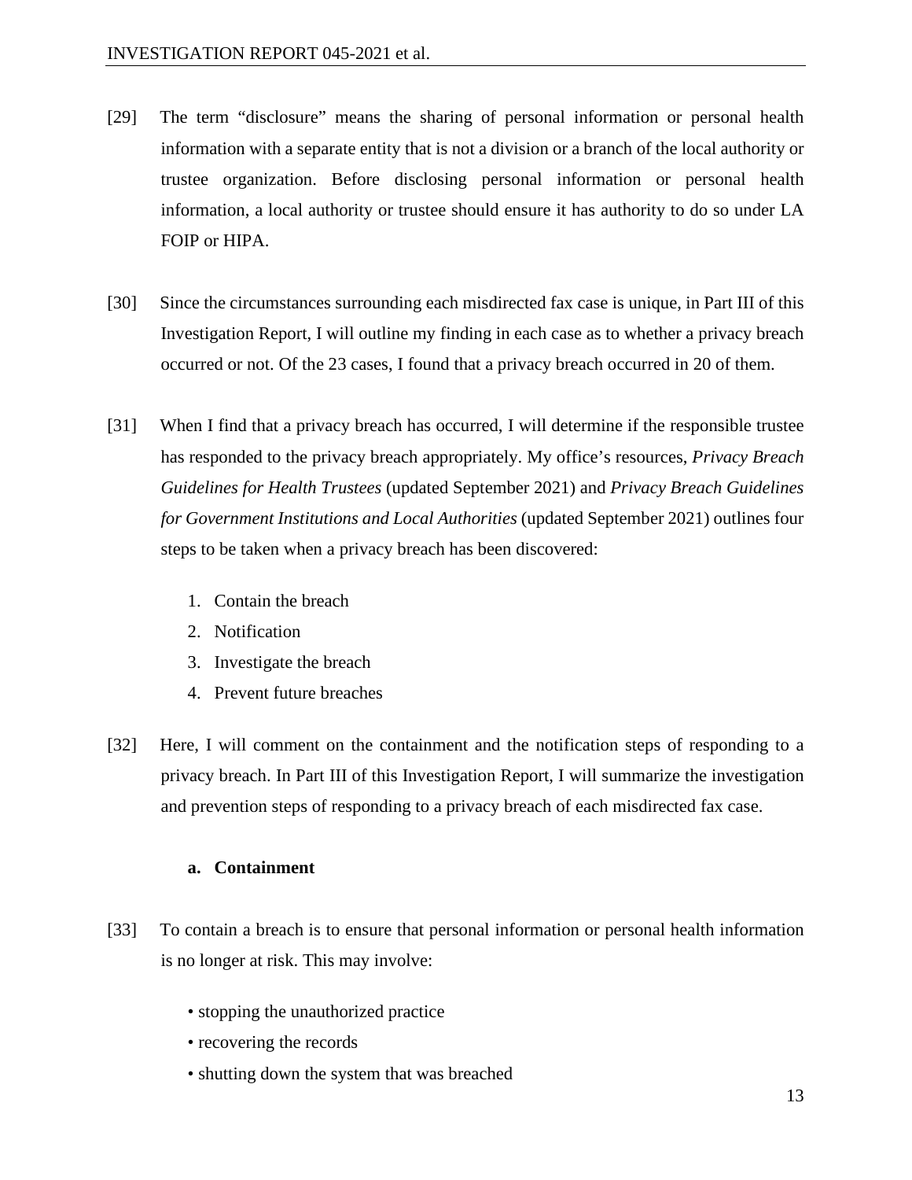[29] The term "disclosure" means the sharing of personal information or personal health information with a separate entity that is not a division or a branch of the local authority or trustee organization. Before disclosing personal information or personal health information, a local authority or trustee should ensure it has authority to do so under LA FOIP or HIPA.

[30] Since the circumstances surrounding each misdirected fax case is unique, in Part III of this Investigation Report, I will outline my finding in each case as to whether a privacy breach occurred or not. Of the 23 cases, I found that a privacy breach occurred in 20 of them.

[31] When I find that a privacy breach has occurred, I will determine if the responsible trustee has responded to the privacy breach appropriately. My office's resources, *Privacy Breach Guidelines for Health Trustees* (updated September 2021) and *Privacy Breach Guidelines for Government Institutions and Local Authorities* (updated September 2021) outlines four steps to be taken when a privacy breach has been discovered:

1. Contain the breach
2. Notification
3. Investigate the breach
4. Prevent future breaches

[32] Here, I will comment on the containment and the notification steps of responding to a privacy breach. In Part III of this Investigation Report, I will summarize the investigation and prevention steps of responding to a privacy breach of each misdirected fax case.

**a. Containment**

[33] To contain a breach is to ensure that personal information or personal health information is no longer at risk. This may involve:

- stopping the unauthorized practice
- recovering the records
- shutting down the system that was breached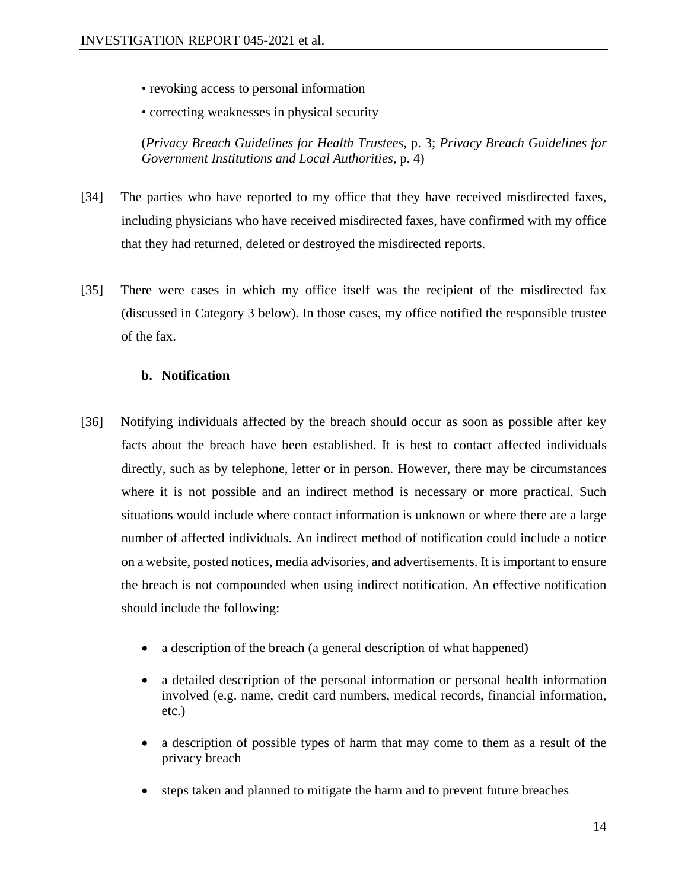• revoking access to personal information

• correcting weaknesses in physical security

(*Privacy Breach Guidelines for Health Trustees*, p. 3; *Privacy Breach Guidelines for Government Institutions and Local Authorities*, p. 4)

[34] The parties who have reported to my office that they have received misdirected faxes, including physicians who have received misdirected faxes, have confirmed with my office that they had returned, deleted or destroyed the misdirected reports.

[35] There were cases in which my office itself was the recipient of the misdirected fax (discussed in Category 3 below). In those cases, my office notified the responsible trustee of the fax.

**b. Notification**

[36] Notifying individuals affected by the breach should occur as soon as possible after key facts about the breach have been established. It is best to contact affected individuals directly, such as by telephone, letter or in person. However, there may be circumstances where it is not possible and an indirect method is necessary or more practical. Such situations would include where contact information is unknown or where there are a large number of affected individuals. An indirect method of notification could include a notice on a website, posted notices, media advisories, and advertisements. It is important to ensure the breach is not compounded when using indirect notification. An effective notification should include the following:

- a description of the breach (a general description of what happened)
- a detailed description of the personal information or personal health information involved (e.g. name, credit card numbers, medical records, financial information, etc.)
- a description of possible types of harm that may come to them as a result of the privacy breach
- steps taken and planned to mitigate the harm and to prevent future breaches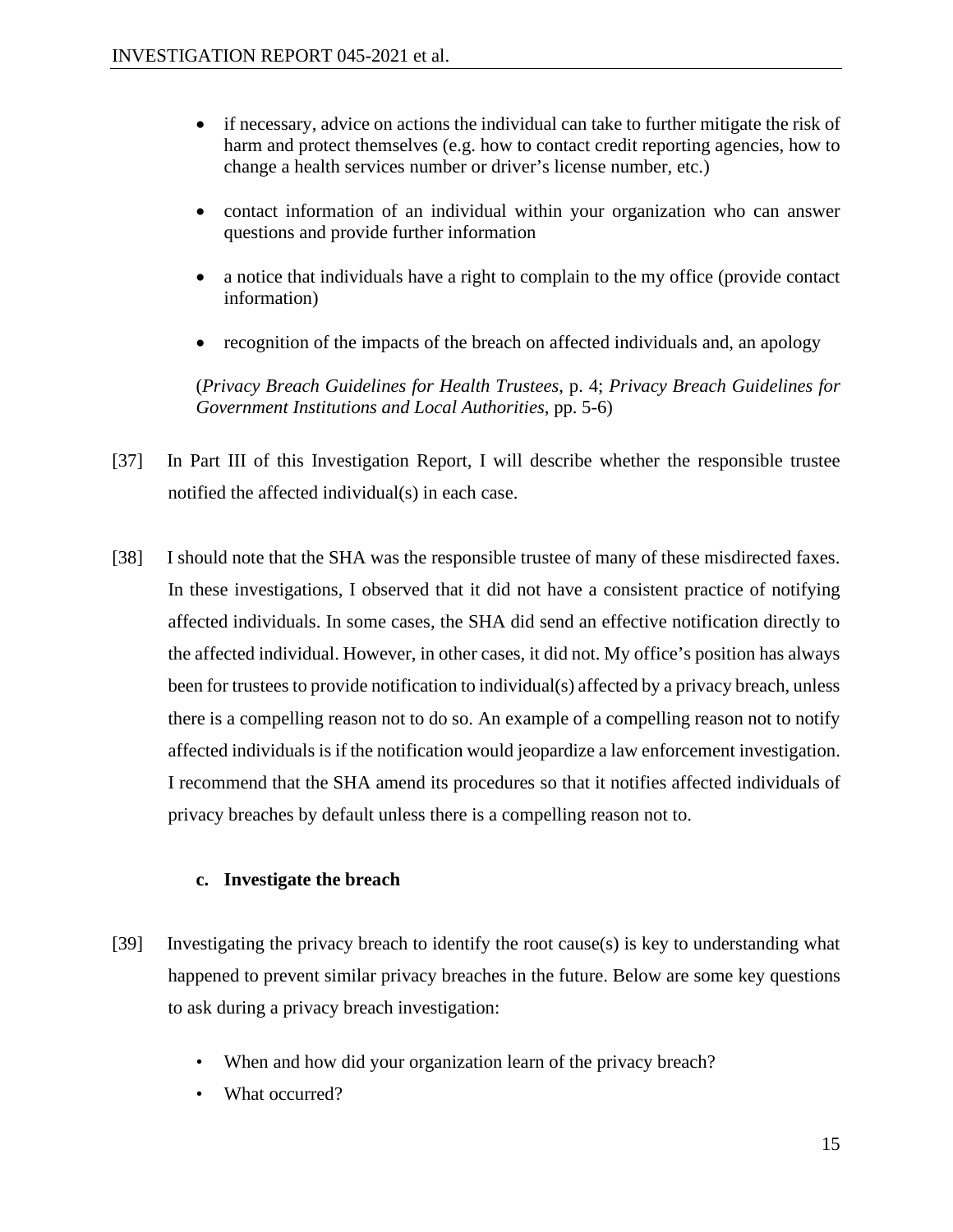- if necessary, advice on actions the individual can take to further mitigate the risk of harm and protect themselves (e.g. how to contact credit reporting agencies, how to change a health services number or driver's license number, etc.)

- contact information of an individual within your organization who can answer questions and provide further information

- a notice that individuals have a right to complain to the my office (provide contact information)

- recognition of the impacts of the breach on affected individuals and, an apology

(*Privacy Breach Guidelines for Health Trustees*, p. 4; *Privacy Breach Guidelines for Government Institutions and Local Authorities*, pp. 5-6)

[37] In Part III of this Investigation Report, I will describe whether the responsible trustee notified the affected individual(s) in each case.

[38] I should note that the SHA was the responsible trustee of many of these misdirected faxes. In these investigations, I observed that it did not have a consistent practice of notifying affected individuals. In some cases, the SHA did send an effective notification directly to the affected individual. However, in other cases, it did not. My office's position has always been for trustees to provide notification to individual(s) affected by a privacy breach, unless there is a compelling reason not to do so. An example of a compelling reason not to notify affected individuals is if the notification would jeopardize a law enforcement investigation. I recommend that the SHA amend its procedures so that it notifies affected individuals of privacy breaches by default unless there is a compelling reason not to.

#### c. Investigate the breach

[39] Investigating the privacy breach to identify the root cause(s) is key to understanding what happened to prevent similar privacy breaches in the future. Below are some key questions to ask during a privacy breach investigation:

- When and how did your organization learn of the privacy breach?
- What occurred?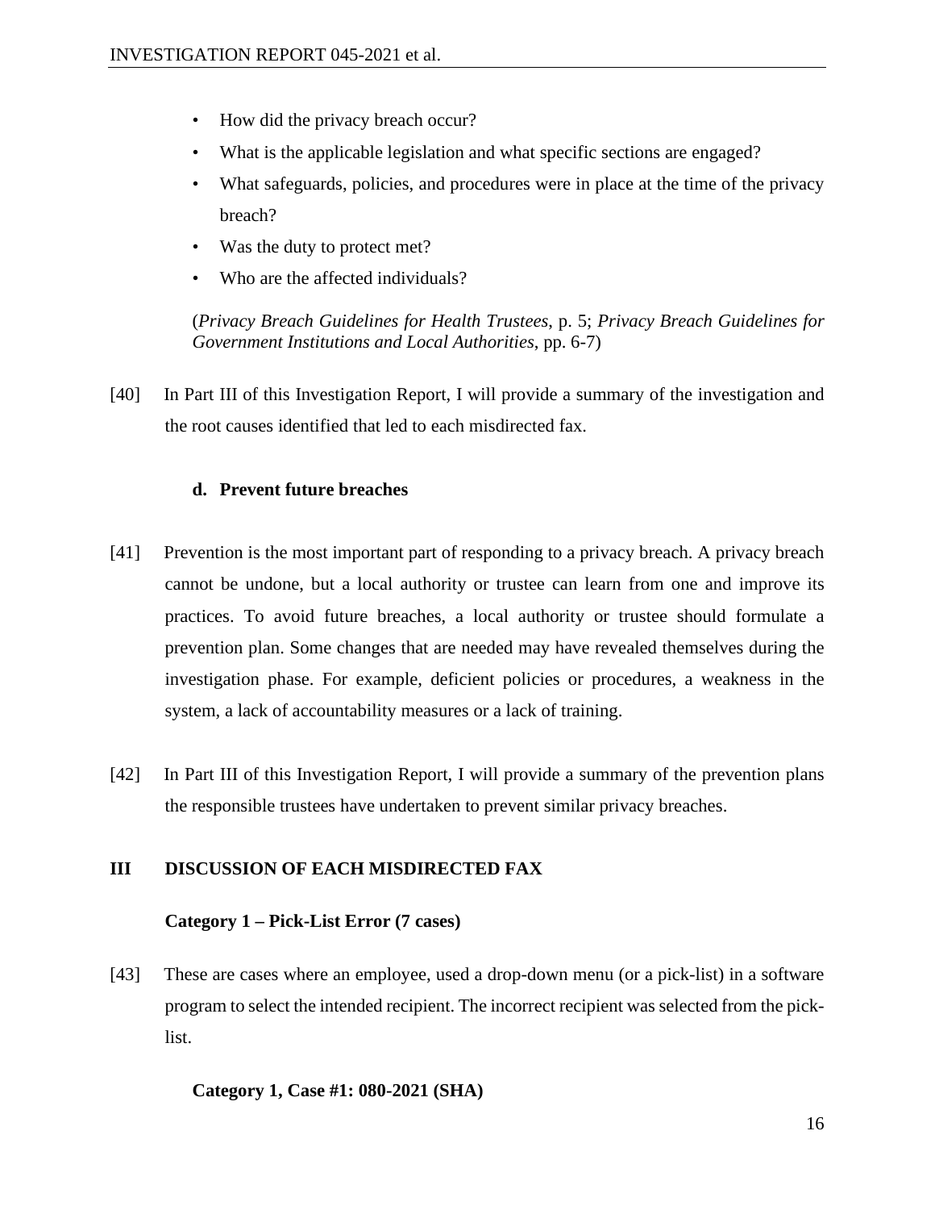- How did the privacy breach occur?
- What is the applicable legislation and what specific sections are engaged?
- What safeguards, policies, and procedures were in place at the time of the privacy breach?
- Was the duty to protect met?
- Who are the affected individuals?

(*Privacy Breach Guidelines for Health Trustees*, p. 5; *Privacy Breach Guidelines for Government Institutions and Local Authorities*, pp. 6-7)

[40] In Part III of this Investigation Report, I will provide a summary of the investigation and the root causes identified that led to each misdirected fax.

### d. Prevent future breaches

[41] Prevention is the most important part of responding to a privacy breach. A privacy breach cannot be undone, but a local authority or trustee can learn from one and improve its practices. To avoid future breaches, a local authority or trustee should formulate a prevention plan. Some changes that are needed may have revealed themselves during the investigation phase. For example, deficient policies or procedures, a weakness in the system, a lack of accountability measures or a lack of training.

[42] In Part III of this Investigation Report, I will provide a summary of the prevention plans the responsible trustees have undertaken to prevent similar privacy breaches.

## III DISCUSSION OF EACH MISDIRECTED FAX

### Category 1 – Pick-List Error (7 cases)

[43] These are cases where an employee, used a drop-down menu (or a pick-list) in a software program to select the intended recipient. The incorrect recipient was selected from the pick-list.

#### Category 1, Case #1: 080-2021 (SHA)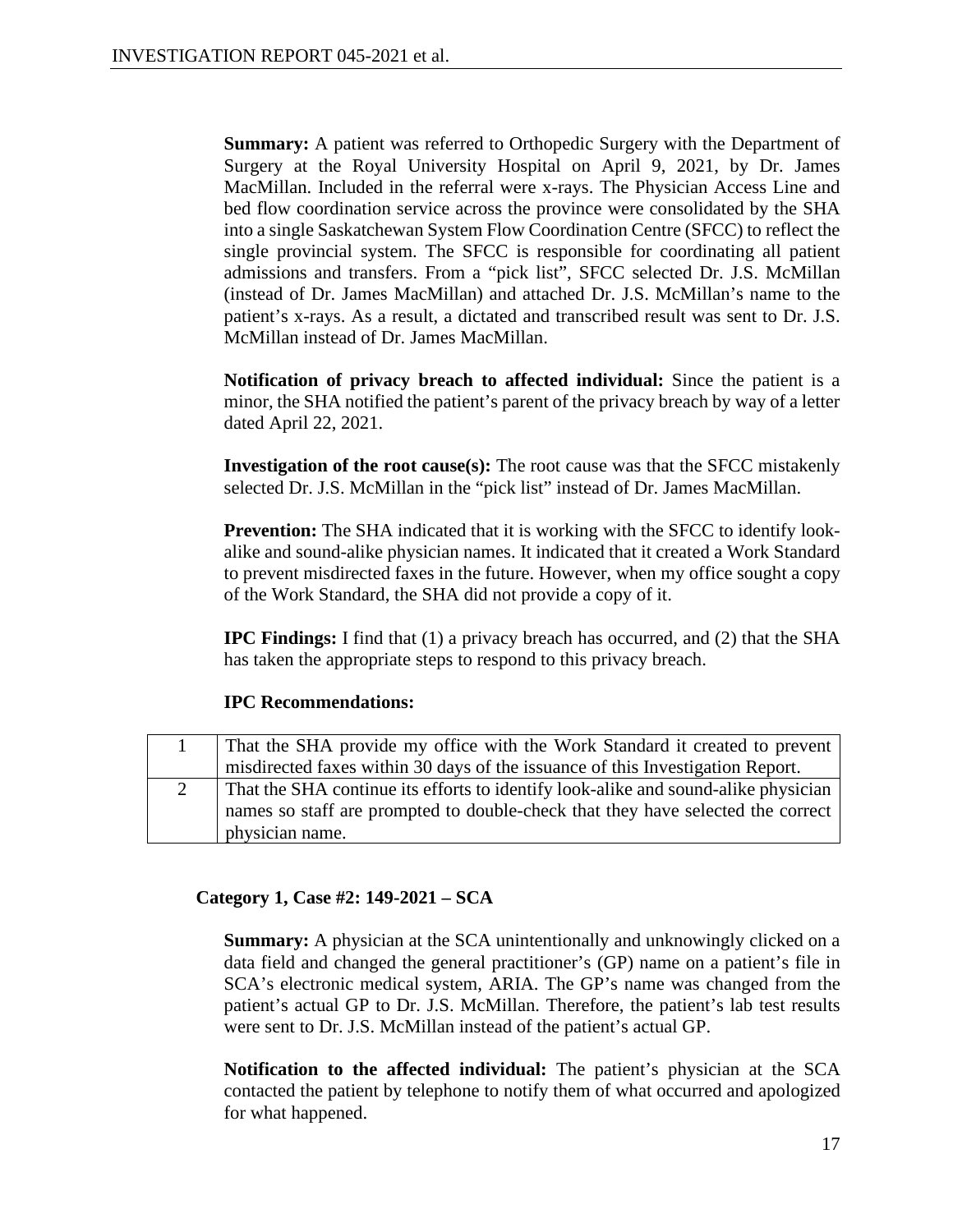**Summary:** A patient was referred to Orthopedic Surgery with the Department of Surgery at the Royal University Hospital on April 9, 2021, by Dr. James MacMillan. Included in the referral were x-rays. The Physician Access Line and bed flow coordination service across the province were consolidated by the SHA into a single Saskatchewan System Flow Coordination Centre (SFCC) to reflect the single provincial system. The SFCC is responsible for coordinating all patient admissions and transfers. From a "pick list", SFCC selected Dr. J.S. McMillan (instead of Dr. James MacMillan) and attached Dr. J.S. McMillan's name to the patient's x-rays. As a result, a dictated and transcribed result was sent to Dr. J.S. McMillan instead of Dr. James MacMillan.

**Notification of privacy breach to affected individual:** Since the patient is a minor, the SHA notified the patient's parent of the privacy breach by way of a letter dated April 22, 2021.

**Investigation of the root cause(s):** The root cause was that the SFCC mistakenly selected Dr. J.S. McMillan in the "pick list" instead of Dr. James MacMillan.

**Prevention:** The SHA indicated that it is working with the SFCC to identify look-alike and sound-alike physician names. It indicated that it created a Work Standard to prevent misdirected faxes in the future. However, when my office sought a copy of the Work Standard, the SHA did not provide a copy of it.

**IPC Findings:** I find that (1) a privacy breach has occurred, and (2) that the SHA has taken the appropriate steps to respond to this privacy breach.

**IPC Recommendations:**

| | |
|---|---|
| 1 | That the SHA provide my office with the Work Standard it created to prevent misdirected faxes within 30 days of the issuance of this Investigation Report. |
| 2 | That the SHA continue its efforts to identify look-alike and sound-alike physician names so staff are prompted to double-check that they have selected the correct physician name. |

**Category 1, Case #2: 149-2021 – SCA**

**Summary:** A physician at the SCA unintentionally and unknowingly clicked on a data field and changed the general practitioner's (GP) name on a patient's file in SCA's electronic medical system, ARIA. The GP's name was changed from the patient's actual GP to Dr. J.S. McMillan. Therefore, the patient's lab test results were sent to Dr. J.S. McMillan instead of the patient's actual GP.

**Notification to the affected individual:** The patient's physician at the SCA contacted the patient by telephone to notify them of what occurred and apologized for what happened.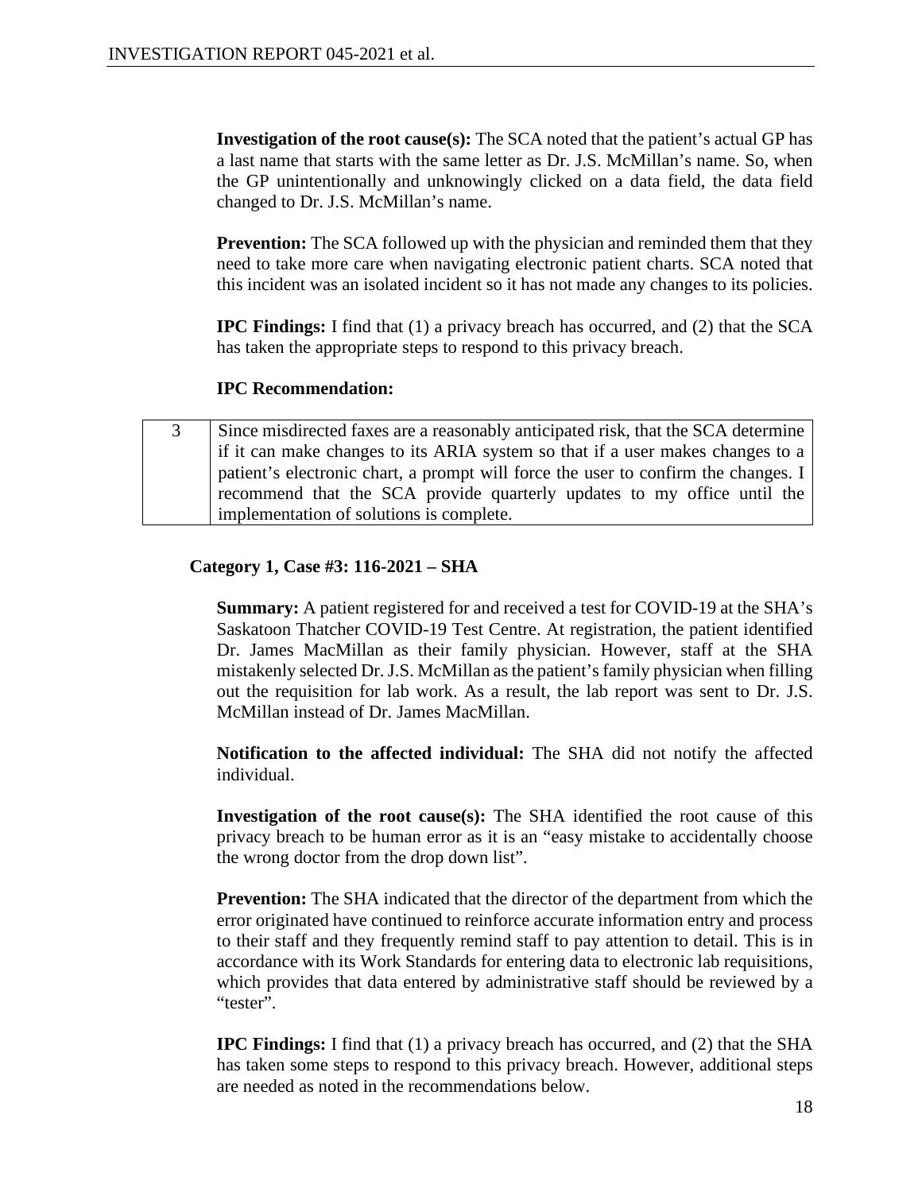**Investigation of the root cause(s):** The SCA noted that the patient's actual GP has a last name that starts with the same letter as Dr. J.S. McMillan's name. So, when the GP unintentionally and unknowingly clicked on a data field, the data field changed to Dr. J.S. McMillan's name.

**Prevention:** The SCA followed up with the physician and reminded them that they need to take more care when navigating electronic patient charts. SCA noted that this incident was an isolated incident so it has not made any changes to its policies.

**IPC Findings:** I find that (1) a privacy breach has occurred, and (2) that the SCA has taken the appropriate steps to respond to this privacy breach.

**IPC Recommendation:**

| | |
|---|---|
| 3 | Since misdirected faxes are a reasonably anticipated risk, that the SCA determine if it can make changes to its ARIA system so that if a user makes changes to a patient's electronic chart, a prompt will force the user to confirm the changes. I recommend that the SCA provide quarterly updates to my office until the implementation of solutions is complete. |

### Category 1, Case #3: 116-2021 – SHA

**Summary:** A patient registered for and received a test for COVID-19 at the SHA's Saskatoon Thatcher COVID-19 Test Centre. At registration, the patient identified Dr. James MacMillan as their family physician. However, staff at the SHA mistakenly selected Dr. J.S. McMillan as the patient's family physician when filling out the requisition for lab work. As a result, the lab report was sent to Dr. J.S. McMillan instead of Dr. James MacMillan.

**Notification to the affected individual:** The SHA did not notify the affected individual.

**Investigation of the root cause(s):** The SHA identified the root cause of this privacy breach to be human error as it is an "easy mistake to accidentally choose the wrong doctor from the drop down list".

**Prevention:** The SHA indicated that the director of the department from which the error originated have continued to reinforce accurate information entry and process to their staff and they frequently remind staff to pay attention to detail. This is in accordance with its Work Standards for entering data to electronic lab requisitions, which provides that data entered by administrative staff should be reviewed by a "tester".

**IPC Findings:** I find that (1) a privacy breach has occurred, and (2) that the SHA has taken some steps to respond to this privacy breach. However, additional steps are needed as noted in the recommendations below.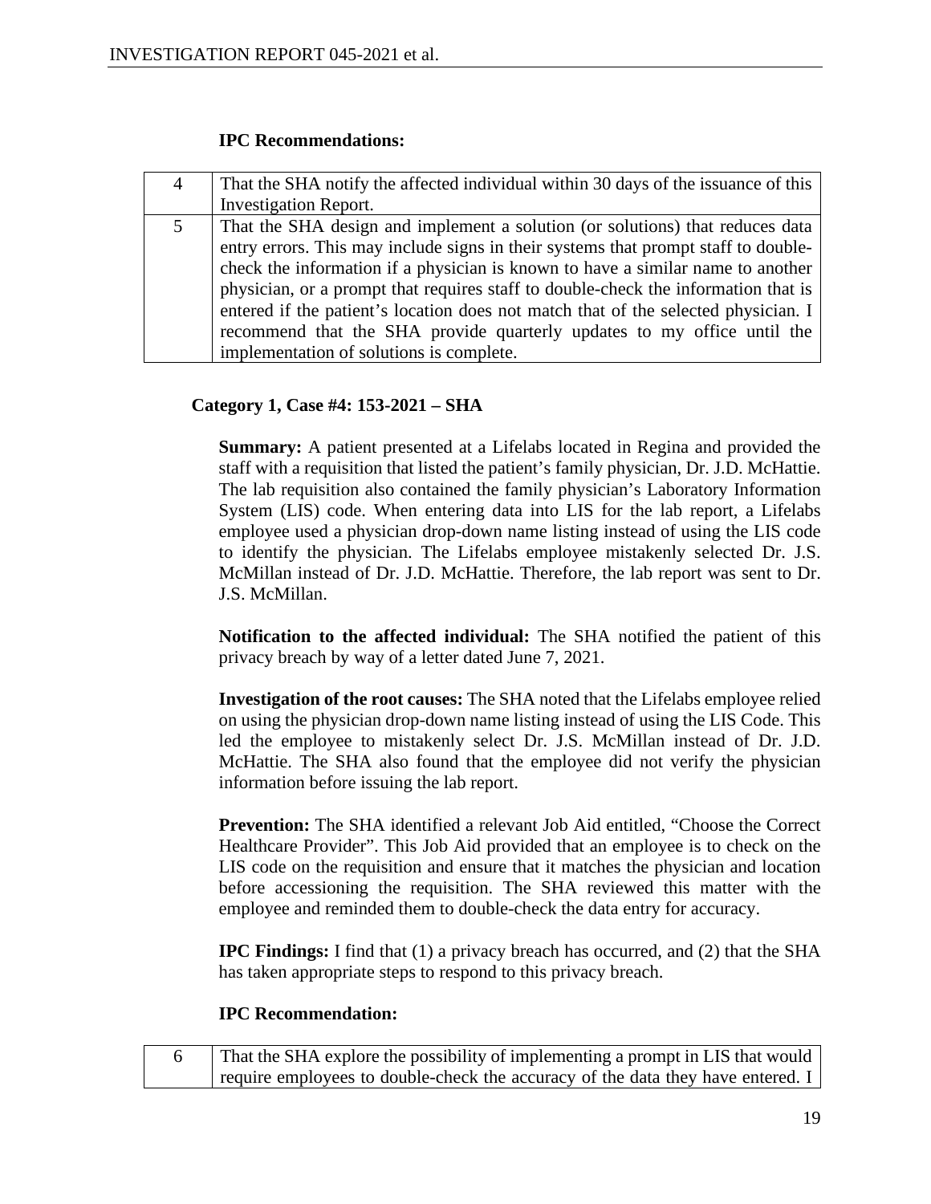**IPC Recommendations:**

| | |
|---|---|
| 4 | That the SHA notify the affected individual within 30 days of the issuance of this Investigation Report. |
| 5 | That the SHA design and implement a solution (or solutions) that reduces data entry errors. This may include signs in their systems that prompt staff to double-check the information if a physician is known to have a similar name to another physician, or a prompt that requires staff to double-check the information that is entered if the patient's location does not match that of the selected physician. I recommend that the SHA provide quarterly updates to my office until the implementation of solutions is complete. |

**Category 1, Case #4: 153-2021 – SHA**

**Summary:** A patient presented at a Lifelabs located in Regina and provided the staff with a requisition that listed the patient's family physician, Dr. J.D. McHattie. The lab requisition also contained the family physician's Laboratory Information System (LIS) code. When entering data into LIS for the lab report, a Lifelabs employee used a physician drop-down name listing instead of using the LIS code to identify the physician. The Lifelabs employee mistakenly selected Dr. J.S. McMillan instead of Dr. J.D. McHattie. Therefore, the lab report was sent to Dr. J.S. McMillan.

**Notification to the affected individual:** The SHA notified the patient of this privacy breach by way of a letter dated June 7, 2021.

**Investigation of the root causes:** The SHA noted that the Lifelabs employee relied on using the physician drop-down name listing instead of using the LIS Code. This led the employee to mistakenly select Dr. J.S. McMillan instead of Dr. J.D. McHattie. The SHA also found that the employee did not verify the physician information before issuing the lab report.

**Prevention:** The SHA identified a relevant Job Aid entitled, "Choose the Correct Healthcare Provider". This Job Aid provided that an employee is to check on the LIS code on the requisition and ensure that it matches the physician and location before accessioning the requisition. The SHA reviewed this matter with the employee and reminded them to double-check the data entry for accuracy.

**IPC Findings:** I find that (1) a privacy breach has occurred, and (2) that the SHA has taken appropriate steps to respond to this privacy breach.

**IPC Recommendation:**

| | |
|---|---|
| 6 | That the SHA explore the possibility of implementing a prompt in LIS that would require employees to double-check the accuracy of the data they have entered. I |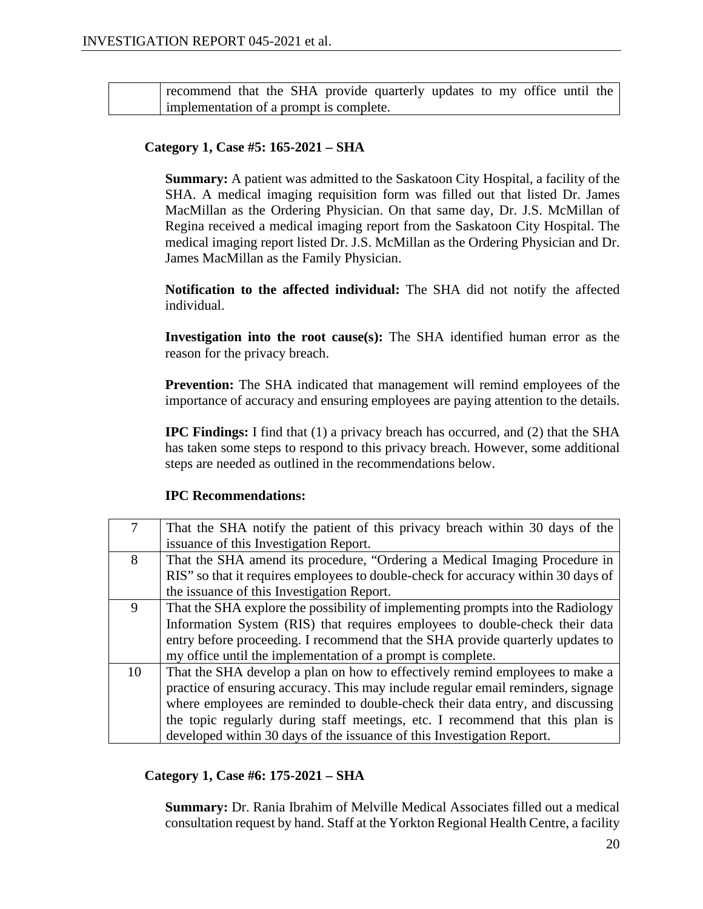|  | recommend that the SHA provide quarterly updates to my office until the implementation of a prompt is complete. |
|---|---|

**Category 1, Case #5: 165-2021 – SHA**

**Summary:** A patient was admitted to the Saskatoon City Hospital, a facility of the SHA. A medical imaging requisition form was filled out that listed Dr. James MacMillan as the Ordering Physician. On that same day, Dr. J.S. McMillan of Regina received a medical imaging report from the Saskatoon City Hospital. The medical imaging report listed Dr. J.S. McMillan as the Ordering Physician and Dr. James MacMillan as the Family Physician.

**Notification to the affected individual:** The SHA did not notify the affected individual.

**Investigation into the root cause(s):** The SHA identified human error as the reason for the privacy breach.

**Prevention:** The SHA indicated that management will remind employees of the importance of accuracy and ensuring employees are paying attention to the details.

**IPC Findings:** I find that (1) a privacy breach has occurred, and (2) that the SHA has taken some steps to respond to this privacy breach. However, some additional steps are needed as outlined in the recommendations below.

**IPC Recommendations:**

| 7 | That the SHA notify the patient of this privacy breach within 30 days of the issuance of this Investigation Report. |
|---|---|
| 8 | That the SHA amend its procedure, "Ordering a Medical Imaging Procedure in RIS" so that it requires employees to double-check for accuracy within 30 days of the issuance of this Investigation Report. |
| 9 | That the SHA explore the possibility of implementing prompts into the Radiology Information System (RIS) that requires employees to double-check their data entry before proceeding. I recommend that the SHA provide quarterly updates to my office until the implementation of a prompt is complete. |
| 10 | That the SHA develop a plan on how to effectively remind employees to make a practice of ensuring accuracy. This may include regular email reminders, signage where employees are reminded to double-check their data entry, and discussing the topic regularly during staff meetings, etc. I recommend that this plan is developed within 30 days of the issuance of this Investigation Report. |

**Category 1, Case #6: 175-2021 – SHA**

**Summary:** Dr. Rania Ibrahim of Melville Medical Associates filled out a medical consultation request by hand. Staff at the Yorkton Regional Health Centre, a facility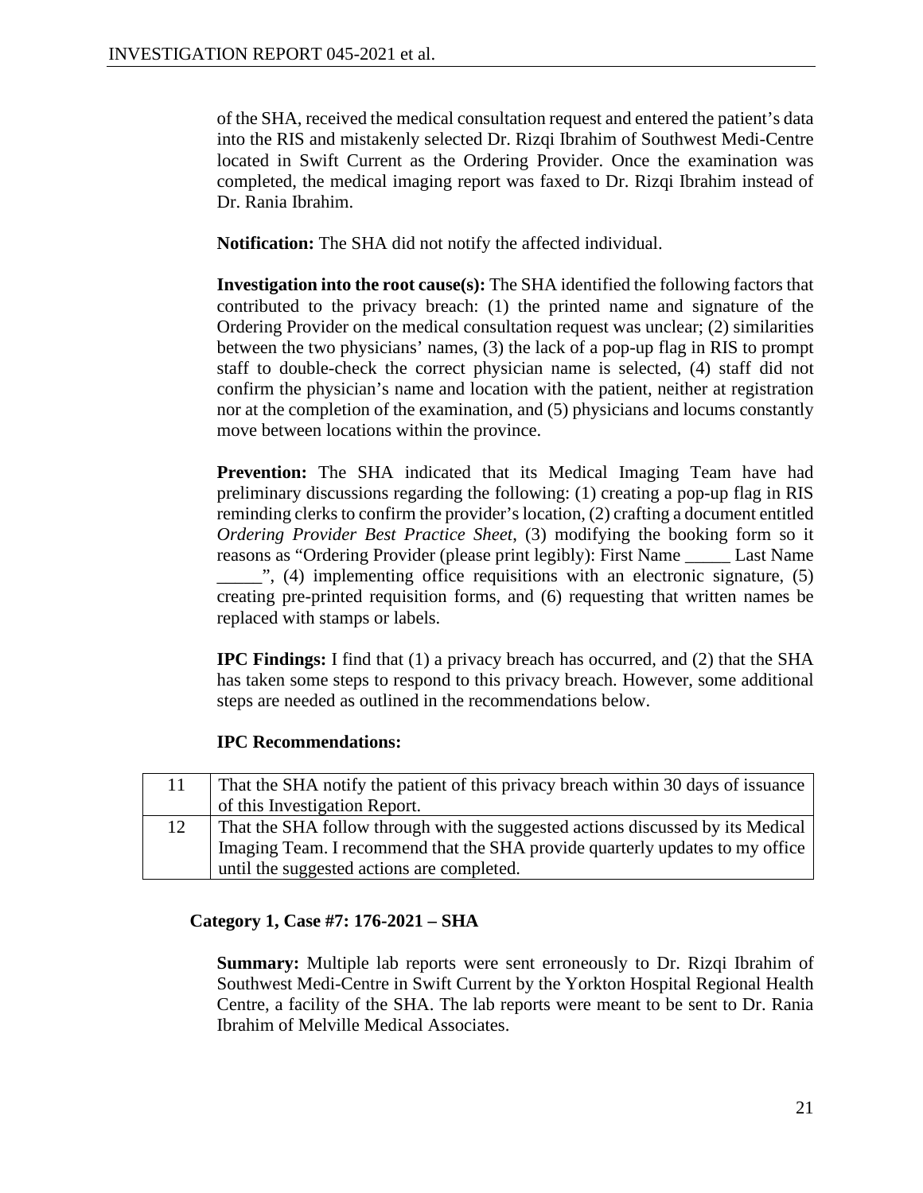of the SHA, received the medical consultation request and entered the patient's data into the RIS and mistakenly selected Dr. Rizqi Ibrahim of Southwest Medi-Centre located in Swift Current as the Ordering Provider. Once the examination was completed, the medical imaging report was faxed to Dr. Rizqi Ibrahim instead of Dr. Rania Ibrahim.

**Notification:** The SHA did not notify the affected individual.

**Investigation into the root cause(s):** The SHA identified the following factors that contributed to the privacy breach: (1) the printed name and signature of the Ordering Provider on the medical consultation request was unclear; (2) similarities between the two physicians' names, (3) the lack of a pop-up flag in RIS to prompt staff to double-check the correct physician name is selected, (4) staff did not confirm the physician's name and location with the patient, neither at registration nor at the completion of the examination, and (5) physicians and locums constantly move between locations within the province.

**Prevention:** The SHA indicated that its Medical Imaging Team have had preliminary discussions regarding the following: (1) creating a pop-up flag in RIS reminding clerks to confirm the provider's location, (2) crafting a document entitled *Ordering Provider Best Practice Sheet*, (3) modifying the booking form so it reasons as "Ordering Provider (please print legibly): First Name _____ Last Name _____", (4) implementing office requisitions with an electronic signature, (5) creating pre-printed requisition forms, and (6) requesting that written names be replaced with stamps or labels.

**IPC Findings:** I find that (1) a privacy breach has occurred, and (2) that the SHA has taken some steps to respond to this privacy breach. However, some additional steps are needed as outlined in the recommendations below.

**IPC Recommendations:**

| | |
|---|---|
| 11 | That the SHA notify the patient of this privacy breach within 30 days of issuance of this Investigation Report. |
| 12 | That the SHA follow through with the suggested actions discussed by its Medical Imaging Team. I recommend that the SHA provide quarterly updates to my office until the suggested actions are completed. |

### Category 1, Case #7: 176-2021 – SHA

**Summary:** Multiple lab reports were sent erroneously to Dr. Rizqi Ibrahim of Southwest Medi-Centre in Swift Current by the Yorkton Hospital Regional Health Centre, a facility of the SHA. The lab reports were meant to be sent to Dr. Rania Ibrahim of Melville Medical Associates.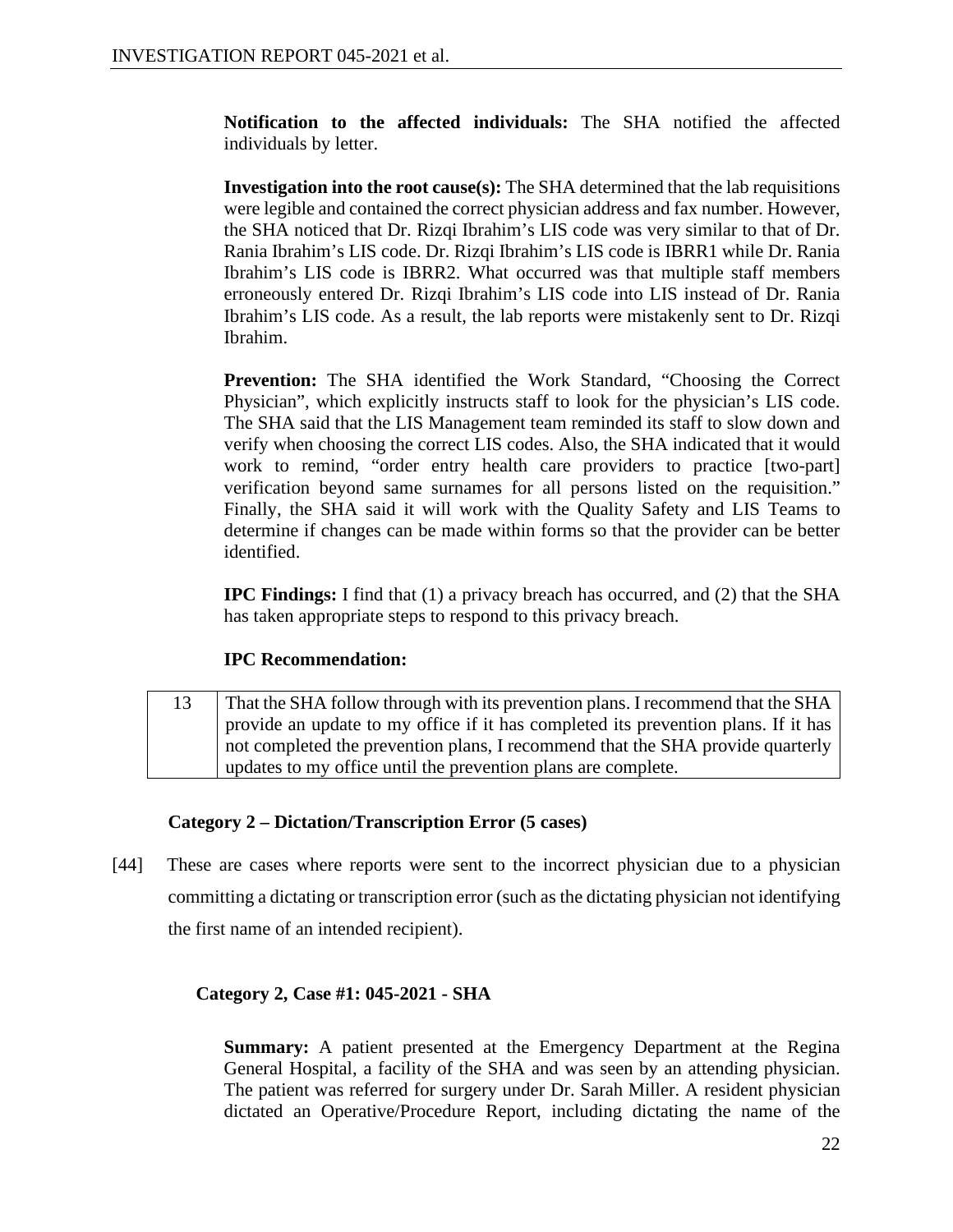**Notification to the affected individuals:** The SHA notified the affected individuals by letter.

**Investigation into the root cause(s):** The SHA determined that the lab requisitions were legible and contained the correct physician address and fax number. However, the SHA noticed that Dr. Rizqi Ibrahim's LIS code was very similar to that of Dr. Rania Ibrahim's LIS code. Dr. Rizqi Ibrahim's LIS code is IBRR1 while Dr. Rania Ibrahim's LIS code is IBRR2. What occurred was that multiple staff members erroneously entered Dr. Rizqi Ibrahim's LIS code into LIS instead of Dr. Rania Ibrahim's LIS code. As a result, the lab reports were mistakenly sent to Dr. Rizqi Ibrahim.

**Prevention:** The SHA identified the Work Standard, "Choosing the Correct Physician", which explicitly instructs staff to look for the physician's LIS code. The SHA said that the LIS Management team reminded its staff to slow down and verify when choosing the correct LIS codes. Also, the SHA indicated that it would work to remind, "order entry health care providers to practice [two-part] verification beyond same surnames for all persons listed on the requisition." Finally, the SHA said it will work with the Quality Safety and LIS Teams to determine if changes can be made within forms so that the provider can be better identified.

**IPC Findings:** I find that (1) a privacy breach has occurred, and (2) that the SHA has taken appropriate steps to respond to this privacy breach.

**IPC Recommendation:**

| 13 | That the SHA follow through with its prevention plans. I recommend that the SHA provide an update to my office if it has completed its prevention plans. If it has not completed the prevention plans, I recommend that the SHA provide quarterly updates to my office until the prevention plans are complete. |
|---|---|

**Category 2 – Dictation/Transcription Error (5 cases)**

[44] These are cases where reports were sent to the incorrect physician due to a physician committing a dictating or transcription error (such as the dictating physician not identifying the first name of an intended recipient).

**Category 2, Case #1: 045-2021 - SHA**

**Summary:** A patient presented at the Emergency Department at the Regina General Hospital, a facility of the SHA and was seen by an attending physician. The patient was referred for surgery under Dr. Sarah Miller. A resident physician dictated an Operative/Procedure Report, including dictating the name of the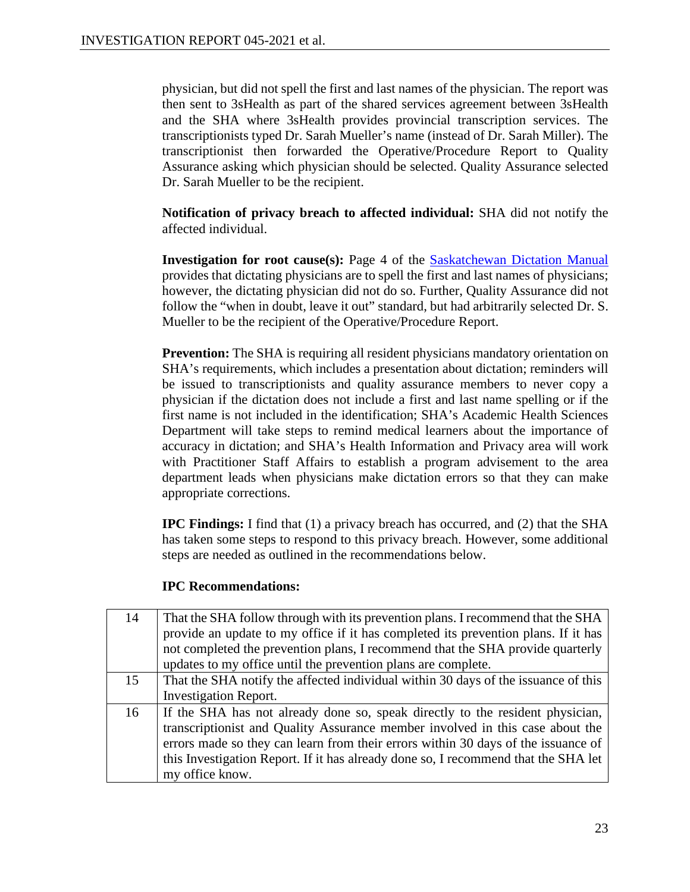physician, but did not spell the first and last names of the physician. The report was then sent to 3sHealth as part of the shared services agreement between 3sHealth and the SHA where 3sHealth provides provincial transcription services. The transcriptionists typed Dr. Sarah Mueller's name (instead of Dr. Sarah Miller). The transcriptionist then forwarded the Operative/Procedure Report to Quality Assurance asking which physician should be selected. Quality Assurance selected Dr. Sarah Mueller to be the recipient.

**Notification of privacy breach to affected individual:** SHA did not notify the affected individual.

**Investigation for root cause(s):** Page 4 of the Saskatchewan Dictation Manual provides that dictating physicians are to spell the first and last names of physicians; however, the dictating physician did not do so. Further, Quality Assurance did not follow the "when in doubt, leave it out" standard, but had arbitrarily selected Dr. S. Mueller to be the recipient of the Operative/Procedure Report.

**Prevention:** The SHA is requiring all resident physicians mandatory orientation on SHA's requirements, which includes a presentation about dictation; reminders will be issued to transcriptionists and quality assurance members to never copy a physician if the dictation does not include a first and last name spelling or if the first name is not included in the identification; SHA's Academic Health Sciences Department will take steps to remind medical learners about the importance of accuracy in dictation; and SHA's Health Information and Privacy area will work with Practitioner Staff Affairs to establish a program advisement to the area department leads when physicians make dictation errors so that they can make appropriate corrections.

**IPC Findings:** I find that (1) a privacy breach has occurred, and (2) that the SHA has taken some steps to respond to this privacy breach. However, some additional steps are needed as outlined in the recommendations below.

**IPC Recommendations:**

| | |
|---|---|
| 14 | That the SHA follow through with its prevention plans. I recommend that the SHA provide an update to my office if it has completed its prevention plans. If it has not completed the prevention plans, I recommend that the SHA provide quarterly updates to my office until the prevention plans are complete. |
| 15 | That the SHA notify the affected individual within 30 days of the issuance of this Investigation Report. |
| 16 | If the SHA has not already done so, speak directly to the resident physician, transcriptionist and Quality Assurance member involved in this case about the errors made so they can learn from their errors within 30 days of the issuance of this Investigation Report. If it has already done so, I recommend that the SHA let my office know. |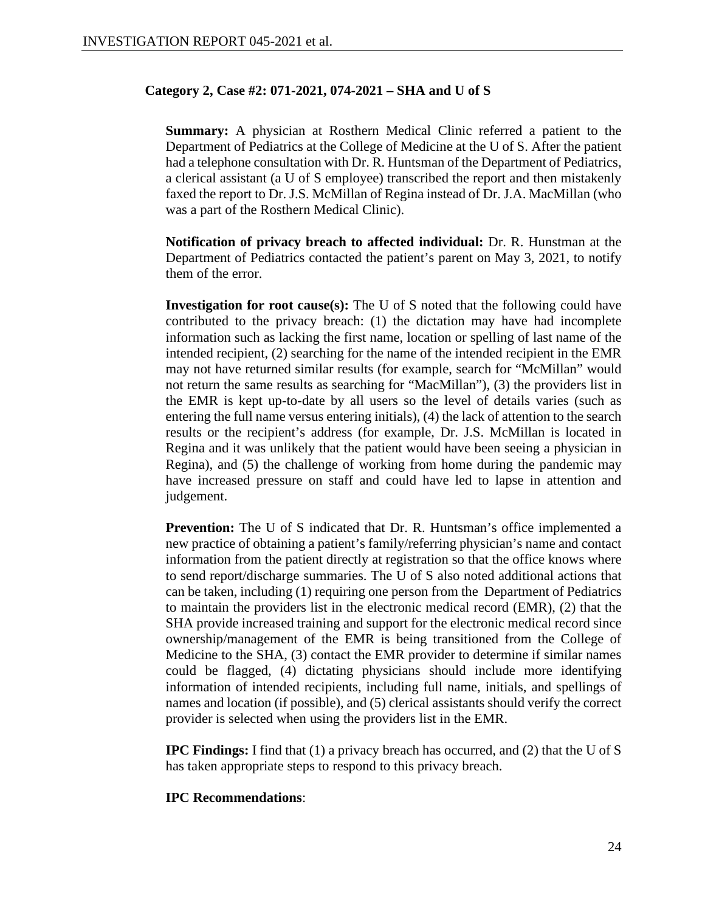**Category 2, Case #2: 071-2021, 074-2021 – SHA and U of S**

**Summary:** A physician at Rosthern Medical Clinic referred a patient to the Department of Pediatrics at the College of Medicine at the U of S. After the patient had a telephone consultation with Dr. R. Huntsman of the Department of Pediatrics, a clerical assistant (a U of S employee) transcribed the report and then mistakenly faxed the report to Dr. J.S. McMillan of Regina instead of Dr. J.A. MacMillan (who was a part of the Rosthern Medical Clinic).

**Notification of privacy breach to affected individual:** Dr. R. Hunstman at the Department of Pediatrics contacted the patient's parent on May 3, 2021, to notify them of the error.

**Investigation for root cause(s):** The U of S noted that the following could have contributed to the privacy breach: (1) the dictation may have had incomplete information such as lacking the first name, location or spelling of last name of the intended recipient, (2) searching for the name of the intended recipient in the EMR may not have returned similar results (for example, search for "McMillan" would not return the same results as searching for "MacMillan"), (3) the providers list in the EMR is kept up-to-date by all users so the level of details varies (such as entering the full name versus entering initials), (4) the lack of attention to the search results or the recipient's address (for example, Dr. J.S. McMillan is located in Regina and it was unlikely that the patient would have been seeing a physician in Regina), and (5) the challenge of working from home during the pandemic may have increased pressure on staff and could have led to lapse in attention and judgement.

**Prevention:** The U of S indicated that Dr. R. Huntsman's office implemented a new practice of obtaining a patient's family/referring physician's name and contact information from the patient directly at registration so that the office knows where to send report/discharge summaries. The U of S also noted additional actions that can be taken, including (1) requiring one person from the Department of Pediatrics to maintain the providers list in the electronic medical record (EMR), (2) that the SHA provide increased training and support for the electronic medical record since ownership/management of the EMR is being transitioned from the College of Medicine to the SHA, (3) contact the EMR provider to determine if similar names could be flagged, (4) dictating physicians should include more identifying information of intended recipients, including full name, initials, and spellings of names and location (if possible), and (5) clerical assistants should verify the correct provider is selected when using the providers list in the EMR.

**IPC Findings:** I find that (1) a privacy breach has occurred, and (2) that the U of S has taken appropriate steps to respond to this privacy breach.

**IPC Recommendations**: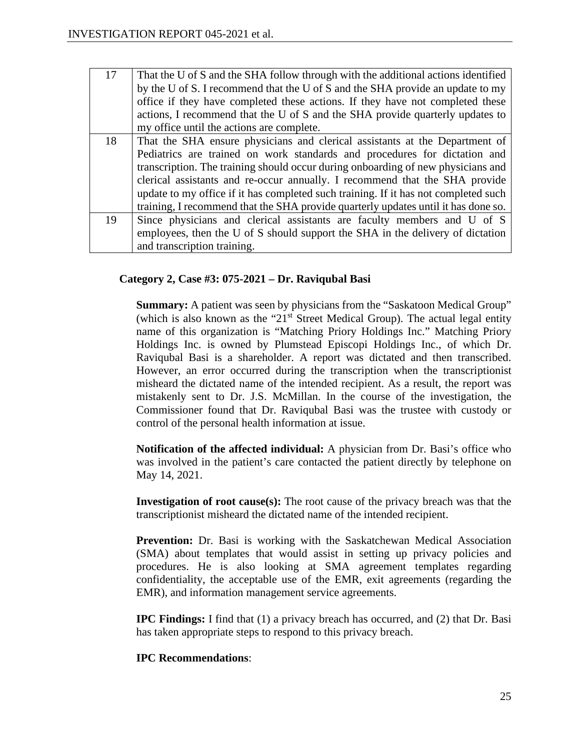| | |
|---|---|
| 17 | That the U of S and the SHA follow through with the additional actions identified by the U of S. I recommend that the U of S and the SHA provide an update to my office if they have completed these actions. If they have not completed these actions, I recommend that the U of S and the SHA provide quarterly updates to my office until the actions are complete. |
| 18 | That the SHA ensure physicians and clerical assistants at the Department of Pediatrics are trained on work standards and procedures for dictation and transcription. The training should occur during onboarding of new physicians and clerical assistants and re-occur annually. I recommend that the SHA provide update to my office if it has completed such training. If it has not completed such training, I recommend that the SHA provide quarterly updates until it has done so. |
| 19 | Since physicians and clerical assistants are faculty members and U of S employees, then the U of S should support the SHA in the delivery of dictation and transcription training. |

**Category 2, Case #3: 075-2021 – Dr. Raviqubal Basi**

**Summary:** A patient was seen by physicians from the "Saskatoon Medical Group" (which is also known as the "21st Street Medical Group). The actual legal entity name of this organization is "Matching Priory Holdings Inc." Matching Priory Holdings Inc. is owned by Plumstead Episcopi Holdings Inc., of which Dr. Raviqubal Basi is a shareholder. A report was dictated and then transcribed. However, an error occurred during the transcription when the transcriptionist misheard the dictated name of the intended recipient. As a result, the report was mistakenly sent to Dr. J.S. McMillan. In the course of the investigation, the Commissioner found that Dr. Raviqubal Basi was the trustee with custody or control of the personal health information at issue.

**Notification of the affected individual:** A physician from Dr. Basi's office who was involved in the patient's care contacted the patient directly by telephone on May 14, 2021.

**Investigation of root cause(s):** The root cause of the privacy breach was that the transcriptionist misheard the dictated name of the intended recipient.

**Prevention:** Dr. Basi is working with the Saskatchewan Medical Association (SMA) about templates that would assist in setting up privacy policies and procedures. He is also looking at SMA agreement templates regarding confidentiality, the acceptable use of the EMR, exit agreements (regarding the EMR), and information management service agreements.

**IPC Findings:** I find that (1) a privacy breach has occurred, and (2) that Dr. Basi has taken appropriate steps to respond to this privacy breach.

**IPC Recommendations**: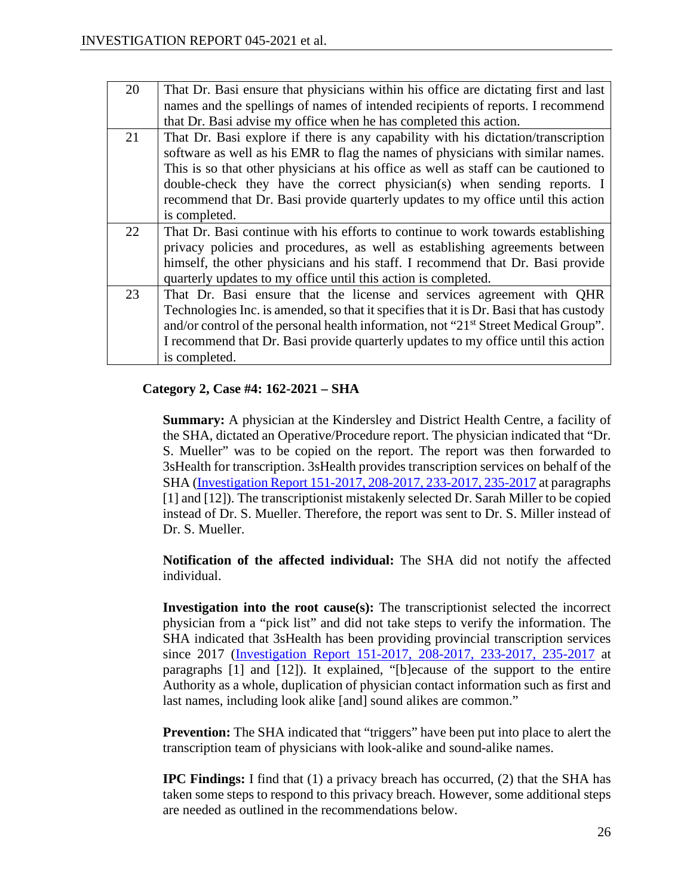| 20 | That Dr. Basi ensure that physicians within his office are dictating first and last names and the spellings of names of intended recipients of reports. I recommend that Dr. Basi advise my office when he has completed this action. |
|---|---|
| 21 | That Dr. Basi explore if there is any capability with his dictation/transcription software as well as his EMR to flag the names of physicians with similar names. This is so that other physicians at his office as well as staff can be cautioned to double-check they have the correct physician(s) when sending reports. I recommend that Dr. Basi provide quarterly updates to my office until this action is completed. |
| 22 | That Dr. Basi continue with his efforts to continue to work towards establishing privacy policies and procedures, as well as establishing agreements between himself, the other physicians and his staff. I recommend that Dr. Basi provide quarterly updates to my office until this action is completed. |
| 23 | That Dr. Basi ensure that the license and services agreement with QHR Technologies Inc. is amended, so that it specifies that it is Dr. Basi that has custody and/or control of the personal health information, not "21st Street Medical Group". I recommend that Dr. Basi provide quarterly updates to my office until this action is completed. |

**Category 2, Case #4: 162-2021 – SHA**

**Summary:** A physician at the Kindersley and District Health Centre, a facility of the SHA, dictated an Operative/Procedure report. The physician indicated that "Dr. S. Mueller" was to be copied on the report. The report was then forwarded to 3sHealth for transcription. 3sHealth provides transcription services on behalf of the SHA (Investigation Report 151-2017, 208-2017, 233-2017, 235-2017 at paragraphs [1] and [12]). The transcriptionist mistakenly selected Dr. Sarah Miller to be copied instead of Dr. S. Mueller. Therefore, the report was sent to Dr. S. Miller instead of Dr. S. Mueller.

**Notification of the affected individual:** The SHA did not notify the affected individual.

**Investigation into the root cause(s):** The transcriptionist selected the incorrect physician from a "pick list" and did not take steps to verify the information. The SHA indicated that 3sHealth has been providing provincial transcription services since 2017 (Investigation Report 151-2017, 208-2017, 233-2017, 235-2017 at paragraphs [1] and [12]). It explained, "[b]ecause of the support to the entire Authority as a whole, duplication of physician contact information such as first and last names, including look alike [and] sound alikes are common."

**Prevention:** The SHA indicated that "triggers" have been put into place to alert the transcription team of physicians with look-alike and sound-alike names.

**IPC Findings:** I find that (1) a privacy breach has occurred, (2) that the SHA has taken some steps to respond to this privacy breach. However, some additional steps are needed as outlined in the recommendations below.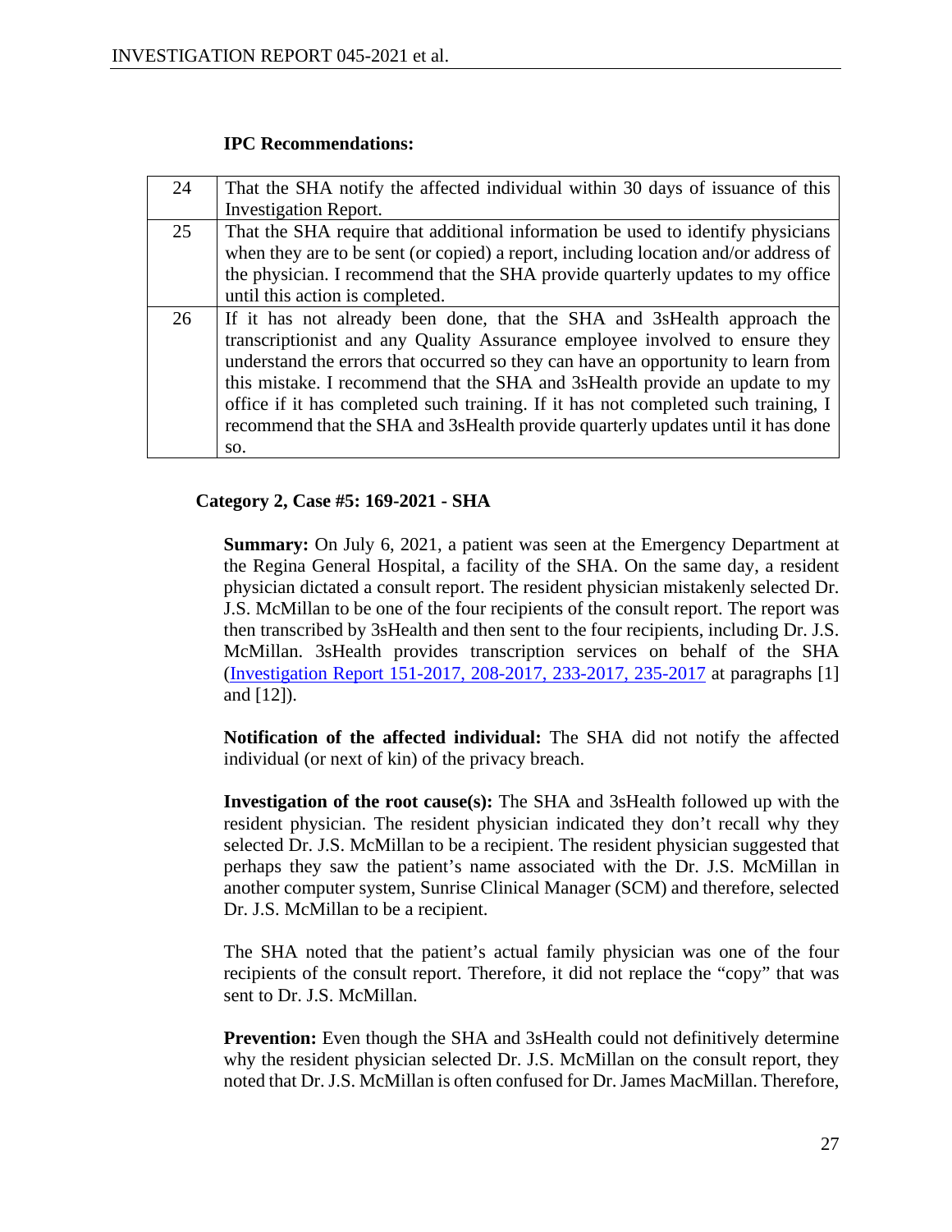**IPC Recommendations:**

| | |
|---|---|
| 24 | That the SHA notify the affected individual within 30 days of issuance of this Investigation Report. |
| 25 | That the SHA require that additional information be used to identify physicians when they are to be sent (or copied) a report, including location and/or address of the physician. I recommend that the SHA provide quarterly updates to my office until this action is completed. |
| 26 | If it has not already been done, that the SHA and 3sHealth approach the transcriptionist and any Quality Assurance employee involved to ensure they understand the errors that occurred so they can have an opportunity to learn from this mistake. I recommend that the SHA and 3sHealth provide an update to my office if it has completed such training. If it has not completed such training, I recommend that the SHA and 3sHealth provide quarterly updates until it has done so. |

**Category 2, Case #5: 169-2021 - SHA**

**Summary:** On July 6, 2021, a patient was seen at the Emergency Department at the Regina General Hospital, a facility of the SHA. On the same day, a resident physician dictated a consult report. The resident physician mistakenly selected Dr. J.S. McMillan to be one of the four recipients of the consult report. The report was then transcribed by 3sHealth and then sent to the four recipients, including Dr. J.S. McMillan. 3sHealth provides transcription services on behalf of the SHA (Investigation Report 151-2017, 208-2017, 233-2017, 235-2017 at paragraphs [1] and [12]).

**Notification of the affected individual:** The SHA did not notify the affected individual (or next of kin) of the privacy breach.

**Investigation of the root cause(s):** The SHA and 3sHealth followed up with the resident physician. The resident physician indicated they don't recall why they selected Dr. J.S. McMillan to be a recipient. The resident physician suggested that perhaps they saw the patient's name associated with the Dr. J.S. McMillan in another computer system, Sunrise Clinical Manager (SCM) and therefore, selected Dr. J.S. McMillan to be a recipient.

The SHA noted that the patient's actual family physician was one of the four recipients of the consult report. Therefore, it did not replace the "copy" that was sent to Dr. J.S. McMillan.

**Prevention:** Even though the SHA and 3sHealth could not definitively determine why the resident physician selected Dr. J.S. McMillan on the consult report, they noted that Dr. J.S. McMillan is often confused for Dr. James MacMillan. Therefore,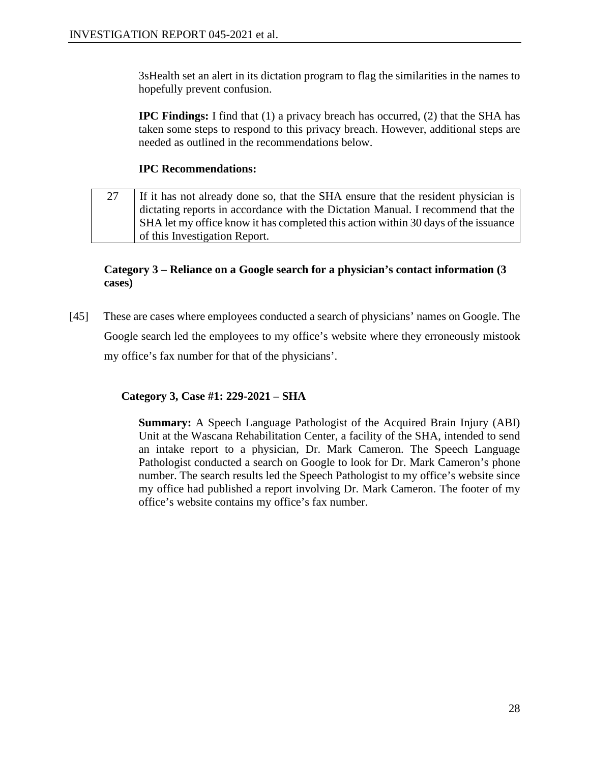3sHealth set an alert in its dictation program to flag the similarities in the names to hopefully prevent confusion.

**IPC Findings:** I find that (1) a privacy breach has occurred, (2) that the SHA has taken some steps to respond to this privacy breach. However, additional steps are needed as outlined in the recommendations below.

**IPC Recommendations:**

| | |
|---|---|
| 27 | If it has not already done so, that the SHA ensure that the resident physician is dictating reports in accordance with the Dictation Manual. I recommend that the SHA let my office know it has completed this action within 30 days of the issuance of this Investigation Report. |

**Category 3 – Reliance on a Google search for a physician's contact information (3 cases)**

[45] These are cases where employees conducted a search of physicians' names on Google. The Google search led the employees to my office's website where they erroneously mistook my office's fax number for that of the physicians'.

**Category 3, Case #1: 229-2021 – SHA**

**Summary:** A Speech Language Pathologist of the Acquired Brain Injury (ABI) Unit at the Wascana Rehabilitation Center, a facility of the SHA, intended to send an intake report to a physician, Dr. Mark Cameron. The Speech Language Pathologist conducted a search on Google to look for Dr. Mark Cameron's phone number. The search results led the Speech Pathologist to my office's website since my office had published a report involving Dr. Mark Cameron. The footer of my office's website contains my office's fax number.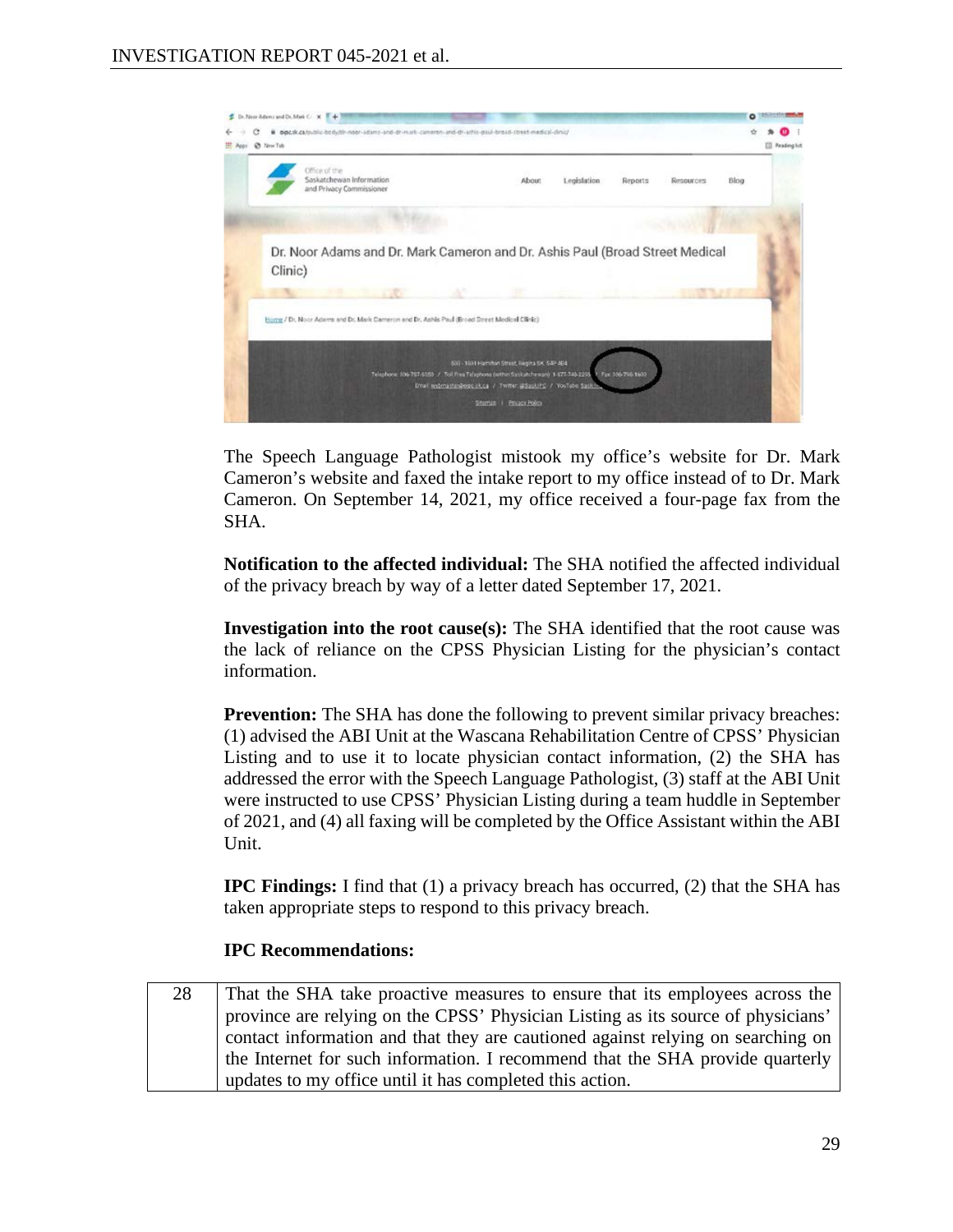The Speech Language Pathologist mistook my office's website for Dr. Mark Cameron's website and faxed the intake report to my office instead of to Dr. Mark Cameron. On September 14, 2021, my office received a four-page fax from the SHA.

**Notification to the affected individual:** The SHA notified the affected individual of the privacy breach by way of a letter dated September 17, 2021.

**Investigation into the root cause(s):** The SHA identified that the root cause was the lack of reliance on the CPSS Physician Listing for the physician's contact information.

**Prevention:** The SHA has done the following to prevent similar privacy breaches: (1) advised the ABI Unit at the Wascana Rehabilitation Centre of CPSS' Physician Listing and to use it to locate physician contact information, (2) the SHA has addressed the error with the Speech Language Pathologist, (3) staff at the ABI Unit were instructed to use CPSS' Physician Listing during a team huddle in September of 2021, and (4) all faxing will be completed by the Office Assistant within the ABI Unit.

**IPC Findings:** I find that (1) a privacy breach has occurred, (2) that the SHA has taken appropriate steps to respond to this privacy breach.

**IPC Recommendations:**

| 28 | That the SHA take proactive measures to ensure that its employees across the province are relying on the CPSS' Physician Listing as its source of physicians' contact information and that they are cautioned against relying on searching on the Internet for such information. I recommend that the SHA provide quarterly updates to my office until it has completed this action. |
|---|---|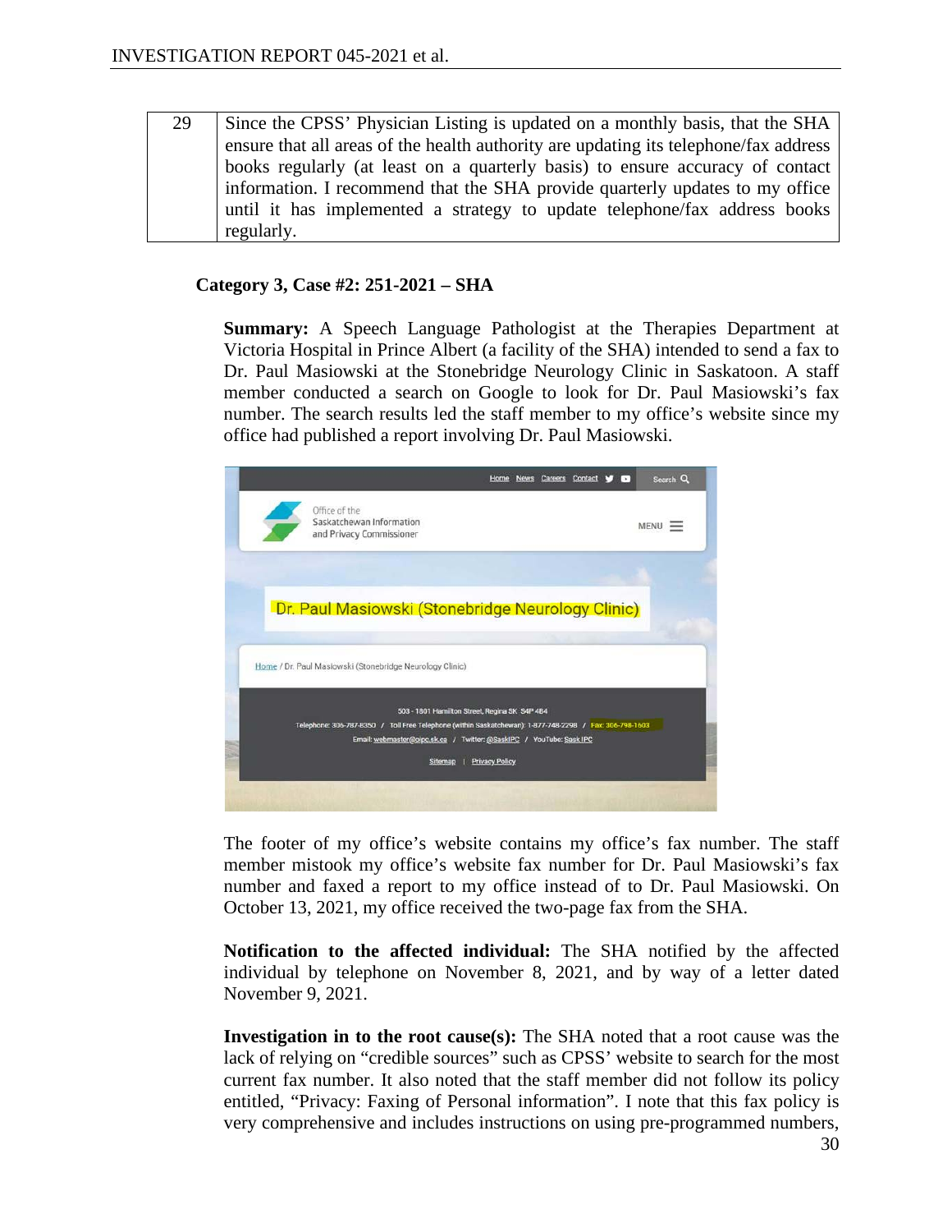| 29 | Since the CPSS' Physician Listing is updated on a monthly basis, that the SHA ensure that all areas of the health authority are updating its telephone/fax address books regularly (at least on a quarterly basis) to ensure accuracy of contact information. I recommend that the SHA provide quarterly updates to my office until it has implemented a strategy to update telephone/fax address books regularly. |
|---|---|

**Category 3, Case #2: 251-2021 – SHA**

**Summary:** A Speech Language Pathologist at the Therapies Department at Victoria Hospital in Prince Albert (a facility of the SHA) intended to send a fax to Dr. Paul Masiowski at the Stonebridge Neurology Clinic in Saskatoon. A staff member conducted a search on Google to look for Dr. Paul Masiowski's fax number. The search results led the staff member to my office's website since my office had published a report involving Dr. Paul Masiowski.

Home News Careers Contact Search

Office of the Saskatchewan Information and Privacy Commissioner MENU

Dr. Paul Masiowski (Stonebridge Neurology Clinic)

Home / Dr. Paul Masiowski (Stonebridge Neurology Clinic)

503 - 1801 Hamilton Street, Regina SK S4P 4B4
Telephone: 306-787-8350 / Toll Free Telephone (within Saskatchewan): 1-877-748-2298 / Fax: 306-798-1603
Email: webmaster@oipc.sk.ca / Twitter: @SaskIPC / YouTube: Sask IPC
Sitemap | Privacy Policy

The footer of my office's website contains my office's fax number. The staff member mistook my office's website fax number for Dr. Paul Masiowski's fax number and faxed a report to my office instead of to Dr. Paul Masiowski. On October 13, 2021, my office received the two-page fax from the SHA.

**Notification to the affected individual:** The SHA notified by the affected individual by telephone on November 8, 2021, and by way of a letter dated November 9, 2021.

**Investigation in to the root cause(s):** The SHA noted that a root cause was the lack of relying on "credible sources" such as CPSS' website to search for the most current fax number. It also noted that the staff member did not follow its policy entitled, "Privacy: Faxing of Personal information". I note that this fax policy is very comprehensive and includes instructions on using pre-programmed numbers,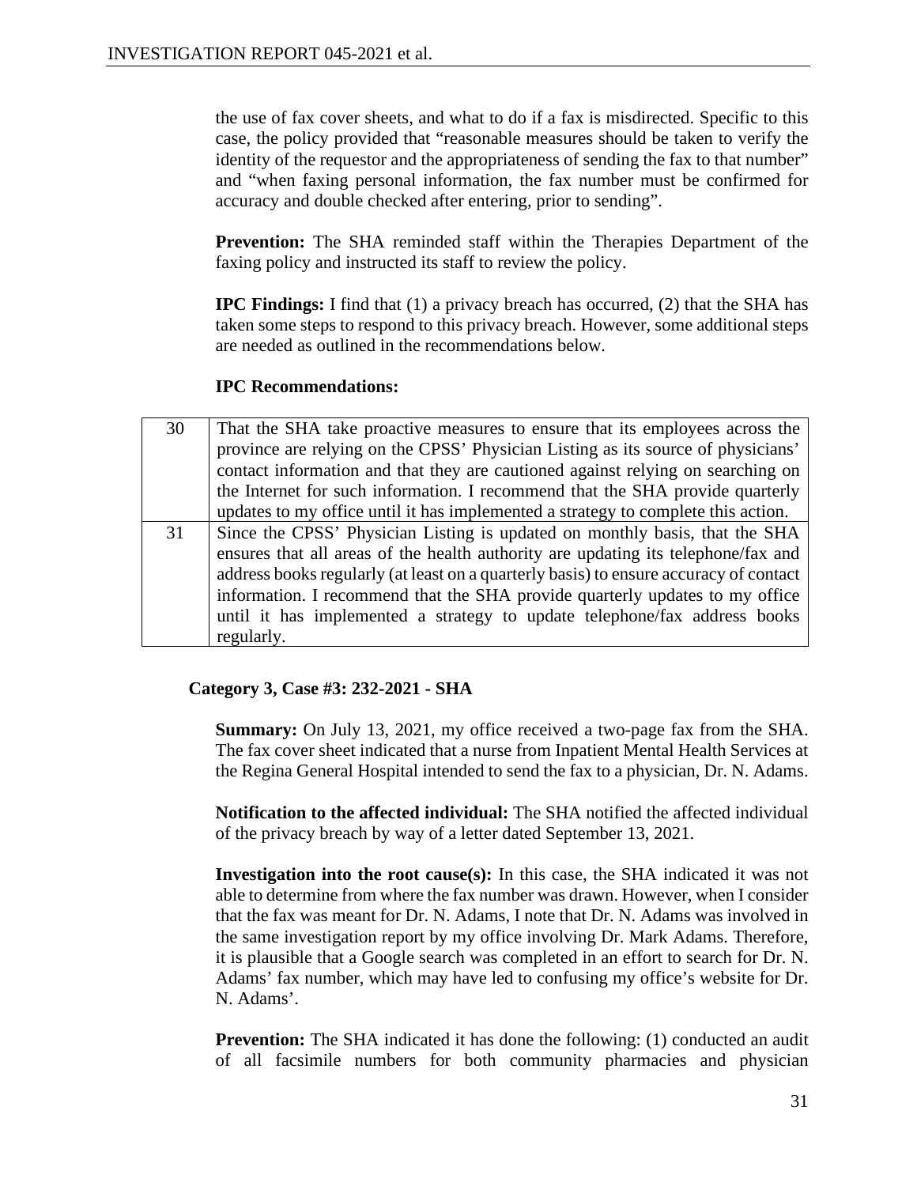the use of fax cover sheets, and what to do if a fax is misdirected. Specific to this case, the policy provided that "reasonable measures should be taken to verify the identity of the requestor and the appropriateness of sending the fax to that number" and "when faxing personal information, the fax number must be confirmed for accuracy and double checked after entering, prior to sending".

**Prevention:** The SHA reminded staff within the Therapies Department of the faxing policy and instructed its staff to review the policy.

**IPC Findings:** I find that (1) a privacy breach has occurred, (2) that the SHA has taken some steps to respond to this privacy breach. However, some additional steps are needed as outlined in the recommendations below.

**IPC Recommendations:**

| | |
|---|---|
| 30 | That the SHA take proactive measures to ensure that its employees across the province are relying on the CPSS' Physician Listing as its source of physicians' contact information and that they are cautioned against relying on searching on the Internet for such information. I recommend that the SHA provide quarterly updates to my office until it has implemented a strategy to complete this action. |
| 31 | Since the CPSS' Physician Listing is updated on monthly basis, that the SHA ensures that all areas of the health authority are updating its telephone/fax and address books regularly (at least on a quarterly basis) to ensure accuracy of contact information. I recommend that the SHA provide quarterly updates to my office until it has implemented a strategy to update telephone/fax address books regularly. |

**Category 3, Case #3: 232-2021 - SHA**

**Summary:** On July 13, 2021, my office received a two-page fax from the SHA. The fax cover sheet indicated that a nurse from Inpatient Mental Health Services at the Regina General Hospital intended to send the fax to a physician, Dr. N. Adams.

**Notification to the affected individual:** The SHA notified the affected individual of the privacy breach by way of a letter dated September 13, 2021.

**Investigation into the root cause(s):** In this case, the SHA indicated it was not able to determine from where the fax number was drawn. However, when I consider that the fax was meant for Dr. N. Adams, I note that Dr. N. Adams was involved in the same investigation report by my office involving Dr. Mark Adams. Therefore, it is plausible that a Google search was completed in an effort to search for Dr. N. Adams' fax number, which may have led to confusing my office's website for Dr. N. Adams'.

**Prevention:** The SHA indicated it has done the following: (1) conducted an audit of all facsimile numbers for both community pharmacies and physician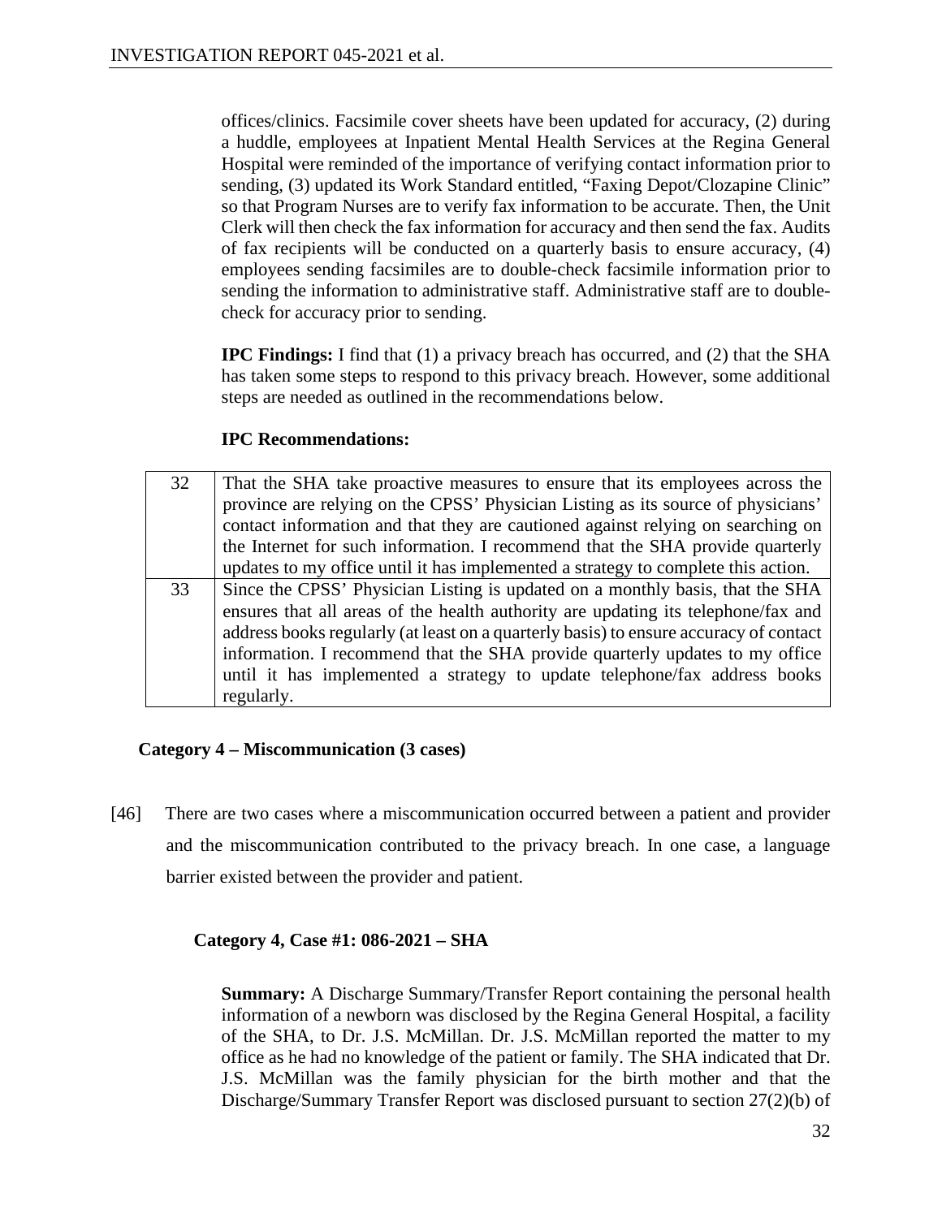offices/clinics. Facsimile cover sheets have been updated for accuracy, (2) during a huddle, employees at Inpatient Mental Health Services at the Regina General Hospital were reminded of the importance of verifying contact information prior to sending, (3) updated its Work Standard entitled, "Faxing Depot/Clozapine Clinic" so that Program Nurses are to verify fax information to be accurate. Then, the Unit Clerk will then check the fax information for accuracy and then send the fax. Audits of fax recipients will be conducted on a quarterly basis to ensure accuracy, (4) employees sending facsimiles are to double-check facsimile information prior to sending the information to administrative staff. Administrative staff are to double-check for accuracy prior to sending.

**IPC Findings:** I find that (1) a privacy breach has occurred, and (2) that the SHA has taken some steps to respond to this privacy breach. However, some additional steps are needed as outlined in the recommendations below.

**IPC Recommendations:**

| | |
|---|---|
| 32 | That the SHA take proactive measures to ensure that its employees across the province are relying on the CPSS' Physician Listing as its source of physicians' contact information and that they are cautioned against relying on searching on the Internet for such information. I recommend that the SHA provide quarterly updates to my office until it has implemented a strategy to complete this action. |
| 33 | Since the CPSS' Physician Listing is updated on a monthly basis, that the SHA ensures that all areas of the health authority are updating its telephone/fax and address books regularly (at least on a quarterly basis) to ensure accuracy of contact information. I recommend that the SHA provide quarterly updates to my office until it has implemented a strategy to update telephone/fax address books regularly. |

**Category 4 – Miscommunication (3 cases)**

[46] There are two cases where a miscommunication occurred between a patient and provider and the miscommunication contributed to the privacy breach. In one case, a language barrier existed between the provider and patient.

**Category 4, Case #1: 086-2021 – SHA**

**Summary:** A Discharge Summary/Transfer Report containing the personal health information of a newborn was disclosed by the Regina General Hospital, a facility of the SHA, to Dr. J.S. McMillan. Dr. J.S. McMillan reported the matter to my office as he had no knowledge of the patient or family. The SHA indicated that Dr. J.S. McMillan was the family physician for the birth mother and that the Discharge/Summary Transfer Report was disclosed pursuant to section 27(2)(b) of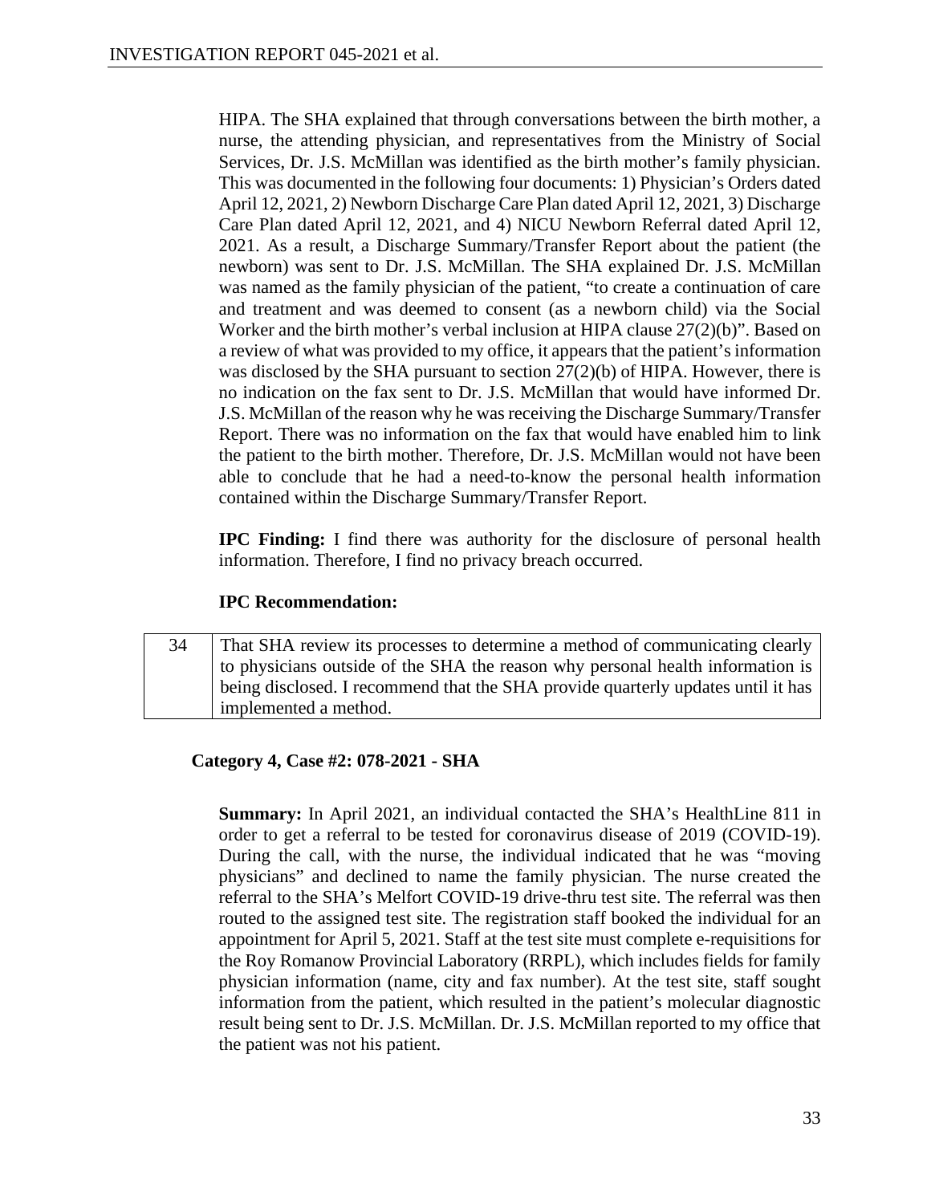HIPA. The SHA explained that through conversations between the birth mother, a nurse, the attending physician, and representatives from the Ministry of Social Services, Dr. J.S. McMillan was identified as the birth mother's family physician. This was documented in the following four documents: 1) Physician's Orders dated April 12, 2021, 2) Newborn Discharge Care Plan dated April 12, 2021, 3) Discharge Care Plan dated April 12, 2021, and 4) NICU Newborn Referral dated April 12, 2021. As a result, a Discharge Summary/Transfer Report about the patient (the newborn) was sent to Dr. J.S. McMillan. The SHA explained Dr. J.S. McMillan was named as the family physician of the patient, "to create a continuation of care and treatment and was deemed to consent (as a newborn child) via the Social Worker and the birth mother's verbal inclusion at HIPA clause 27(2)(b)". Based on a review of what was provided to my office, it appears that the patient's information was disclosed by the SHA pursuant to section 27(2)(b) of HIPA. However, there is no indication on the fax sent to Dr. J.S. McMillan that would have informed Dr. J.S. McMillan of the reason why he was receiving the Discharge Summary/Transfer Report. There was no information on the fax that would have enabled him to link the patient to the birth mother. Therefore, Dr. J.S. McMillan would not have been able to conclude that he had a need-to-know the personal health information contained within the Discharge Summary/Transfer Report.

**IPC Finding:** I find there was authority for the disclosure of personal health information. Therefore, I find no privacy breach occurred.

**IPC Recommendation:**

| | |
|---|---|
| 34 | That SHA review its processes to determine a method of communicating clearly to physicians outside of the SHA the reason why personal health information is being disclosed. I recommend that the SHA provide quarterly updates until it has implemented a method. |

**Category 4, Case #2: 078-2021 - SHA**

**Summary:** In April 2021, an individual contacted the SHA's HealthLine 811 in order to get a referral to be tested for coronavirus disease of 2019 (COVID-19). During the call, with the nurse, the individual indicated that he was "moving physicians" and declined to name the family physician. The nurse created the referral to the SHA's Melfort COVID-19 drive-thru test site. The referral was then routed to the assigned test site. The registration staff booked the individual for an appointment for April 5, 2021. Staff at the test site must complete e-requisitions for the Roy Romanow Provincial Laboratory (RRPL), which includes fields for family physician information (name, city and fax number). At the test site, staff sought information from the patient, which resulted in the patient's molecular diagnostic result being sent to Dr. J.S. McMillan. Dr. J.S. McMillan reported to my office that the patient was not his patient.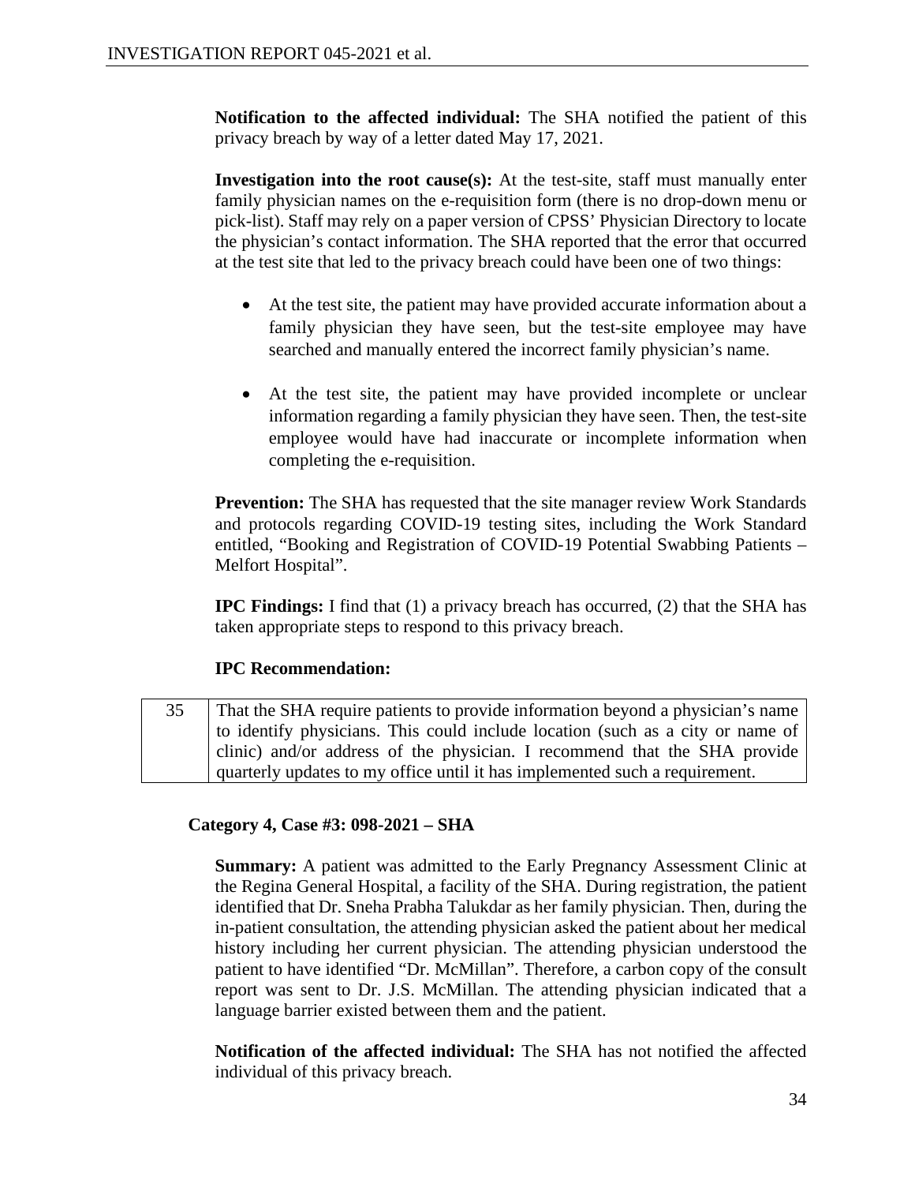**Notification to the affected individual:** The SHA notified the patient of this privacy breach by way of a letter dated May 17, 2021.

**Investigation into the root cause(s):** At the test-site, staff must manually enter family physician names on the e-requisition form (there is no drop-down menu or pick-list). Staff may rely on a paper version of CPSS' Physician Directory to locate the physician's contact information. The SHA reported that the error that occurred at the test site that led to the privacy breach could have been one of two things:

- At the test site, the patient may have provided accurate information about a family physician they have seen, but the test-site employee may have searched and manually entered the incorrect family physician's name.
- At the test site, the patient may have provided incomplete or unclear information regarding a family physician they have seen. Then, the test-site employee would have had inaccurate or incomplete information when completing the e-requisition.

**Prevention:** The SHA has requested that the site manager review Work Standards and protocols regarding COVID-19 testing sites, including the Work Standard entitled, "Booking and Registration of COVID-19 Potential Swabbing Patients – Melfort Hospital".

**IPC Findings:** I find that (1) a privacy breach has occurred, (2) that the SHA has taken appropriate steps to respond to this privacy breach.

**IPC Recommendation:**

| | |
|---|---|
| 35 | That the SHA require patients to provide information beyond a physician's name to identify physicians. This could include location (such as a city or name of clinic) and/or address of the physician. I recommend that the SHA provide quarterly updates to my office until it has implemented such a requirement. |

**Category 4, Case #3: 098-2021 – SHA**

**Summary:** A patient was admitted to the Early Pregnancy Assessment Clinic at the Regina General Hospital, a facility of the SHA. During registration, the patient identified that Dr. Sneha Prabha Talukdar as her family physician. Then, during the in-patient consultation, the attending physician asked the patient about her medical history including her current physician. The attending physician understood the patient to have identified "Dr. McMillan". Therefore, a carbon copy of the consult report was sent to Dr. J.S. McMillan. The attending physician indicated that a language barrier existed between them and the patient.

**Notification of the affected individual:** The SHA has not notified the affected individual of this privacy breach.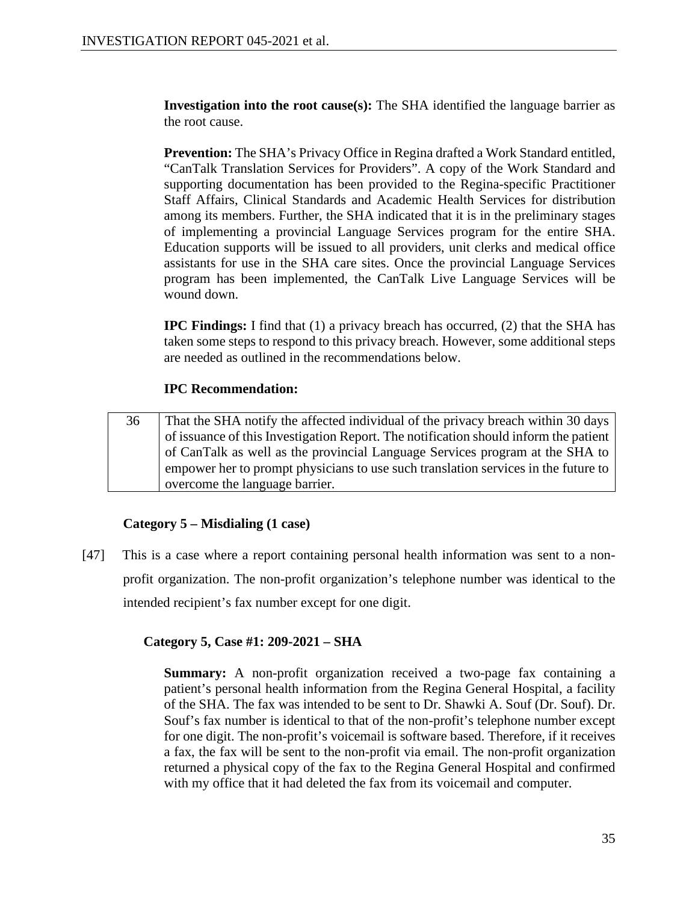**Investigation into the root cause(s):** The SHA identified the language barrier as the root cause.

**Prevention:** The SHA's Privacy Office in Regina drafted a Work Standard entitled, "CanTalk Translation Services for Providers". A copy of the Work Standard and supporting documentation has been provided to the Regina-specific Practitioner Staff Affairs, Clinical Standards and Academic Health Services for distribution among its members. Further, the SHA indicated that it is in the preliminary stages of implementing a provincial Language Services program for the entire SHA. Education supports will be issued to all providers, unit clerks and medical office assistants for use in the SHA care sites. Once the provincial Language Services program has been implemented, the CanTalk Live Language Services will be wound down.

**IPC Findings:** I find that (1) a privacy breach has occurred, (2) that the SHA has taken some steps to respond to this privacy breach. However, some additional steps are needed as outlined in the recommendations below.

**IPC Recommendation:**

| | |
|---|---|
| 36 | That the SHA notify the affected individual of the privacy breach within 30 days of issuance of this Investigation Report. The notification should inform the patient of CanTalk as well as the provincial Language Services program at the SHA to empower her to prompt physicians to use such translation services in the future to overcome the language barrier. |

### Category 5 – Misdialing (1 case)

[47] This is a case where a report containing personal health information was sent to a non-profit organization. The non-profit organization's telephone number was identical to the intended recipient's fax number except for one digit.

#### Category 5, Case #1: 209-2021 – SHA

**Summary:** A non-profit organization received a two-page fax containing a patient's personal health information from the Regina General Hospital, a facility of the SHA. The fax was intended to be sent to Dr. Shawki A. Souf (Dr. Souf). Dr. Souf's fax number is identical to that of the non-profit's telephone number except for one digit. The non-profit's voicemail is software based. Therefore, if it receives a fax, the fax will be sent to the non-profit via email. The non-profit organization returned a physical copy of the fax to the Regina General Hospital and confirmed with my office that it had deleted the fax from its voicemail and computer.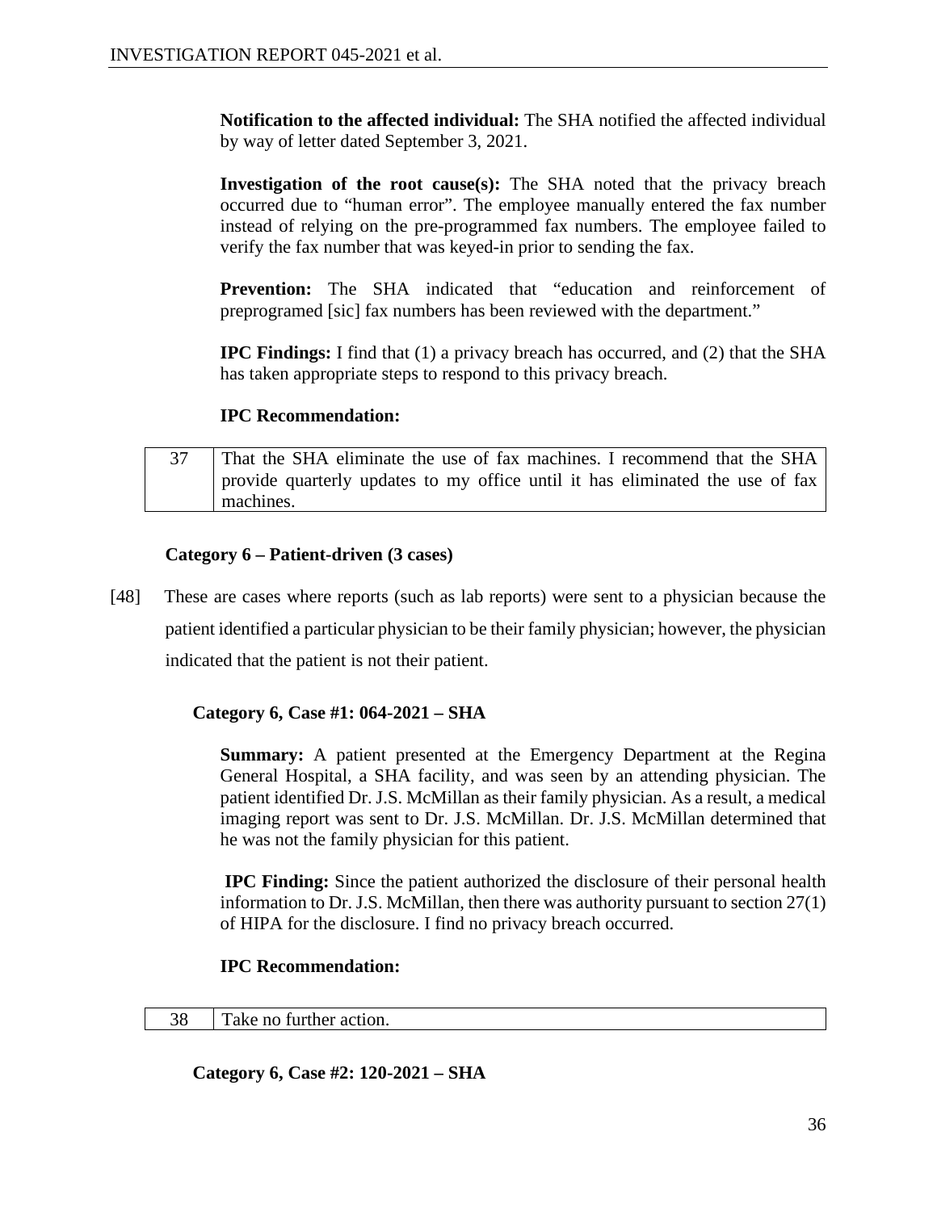**Notification to the affected individual:** The SHA notified the affected individual by way of letter dated September 3, 2021.

**Investigation of the root cause(s):** The SHA noted that the privacy breach occurred due to "human error". The employee manually entered the fax number instead of relying on the pre-programmed fax numbers. The employee failed to verify the fax number that was keyed-in prior to sending the fax.

**Prevention:** The SHA indicated that "education and reinforcement of preprogramed [sic] fax numbers has been reviewed with the department."

**IPC Findings:** I find that (1) a privacy breach has occurred, and (2) that the SHA has taken appropriate steps to respond to this privacy breach.

**IPC Recommendation:**

| | |
|---|---|
| 37 | That the SHA eliminate the use of fax machines. I recommend that the SHA provide quarterly updates to my office until it has eliminated the use of fax machines. |

**Category 6 – Patient-driven (3 cases)**

[48] These are cases where reports (such as lab reports) were sent to a physician because the patient identified a particular physician to be their family physician; however, the physician indicated that the patient is not their patient.

**Category 6, Case #1: 064-2021 – SHA**

**Summary:** A patient presented at the Emergency Department at the Regina General Hospital, a SHA facility, and was seen by an attending physician. The patient identified Dr. J.S. McMillan as their family physician. As a result, a medical imaging report was sent to Dr. J.S. McMillan. Dr. J.S. McMillan determined that he was not the family physician for this patient.

**IPC Finding:** Since the patient authorized the disclosure of their personal health information to Dr. J.S. McMillan, then there was authority pursuant to section 27(1) of HIPA for the disclosure. I find no privacy breach occurred.

**IPC Recommendation:**

| | |
|---|---|
| 38 | Take no further action. |

**Category 6, Case #2: 120-2021 – SHA**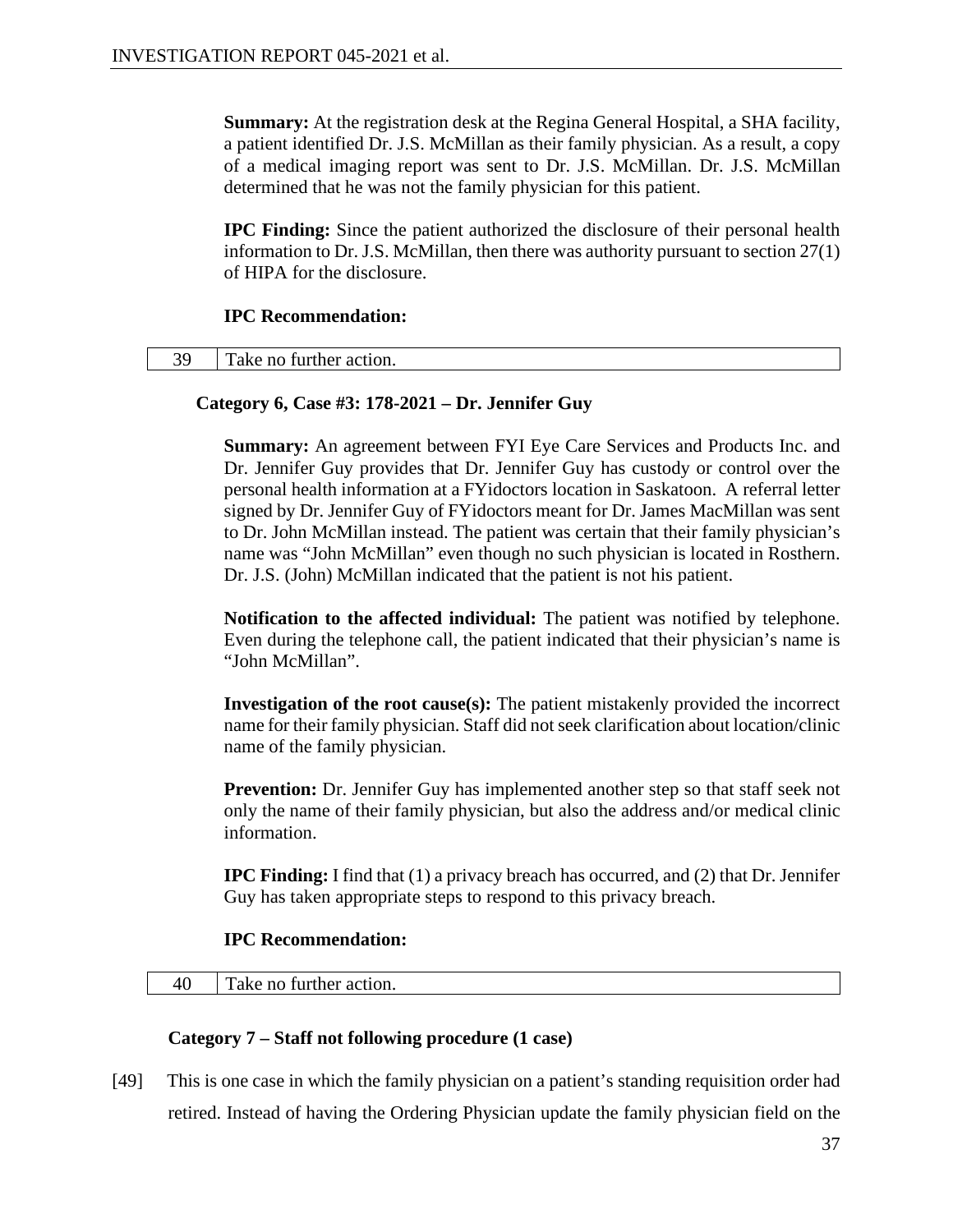**Summary:** At the registration desk at the Regina General Hospital, a SHA facility, a patient identified Dr. J.S. McMillan as their family physician. As a result, a copy of a medical imaging report was sent to Dr. J.S. McMillan. Dr. J.S. McMillan determined that he was not the family physician for this patient.

**IPC Finding:** Since the patient authorized the disclosure of their personal health information to Dr. J.S. McMillan, then there was authority pursuant to section 27(1) of HIPA for the disclosure.

**IPC Recommendation:**

| 39 | Take no further action. |
|---|---|

**Category 6, Case #3: 178-2021 – Dr. Jennifer Guy**

**Summary:** An agreement between FYI Eye Care Services and Products Inc. and Dr. Jennifer Guy provides that Dr. Jennifer Guy has custody or control over the personal health information at a FYidoctors location in Saskatoon. A referral letter signed by Dr. Jennifer Guy of FYidoctors meant for Dr. James MacMillan was sent to Dr. John McMillan instead. The patient was certain that their family physician's name was "John McMillan" even though no such physician is located in Rosthern. Dr. J.S. (John) McMillan indicated that the patient is not his patient.

**Notification to the affected individual:** The patient was notified by telephone. Even during the telephone call, the patient indicated that their physician's name is "John McMillan".

**Investigation of the root cause(s):** The patient mistakenly provided the incorrect name for their family physician. Staff did not seek clarification about location/clinic name of the family physician.

**Prevention:** Dr. Jennifer Guy has implemented another step so that staff seek not only the name of their family physician, but also the address and/or medical clinic information.

**IPC Finding:** I find that (1) a privacy breach has occurred, and (2) that Dr. Jennifer Guy has taken appropriate steps to respond to this privacy breach.

**IPC Recommendation:**

| 40 | Take no further action. |
|---|---|

**Category 7 – Staff not following procedure (1 case)**

[49] This is one case in which the family physician on a patient's standing requisition order had retired. Instead of having the Ordering Physician update the family physician field on the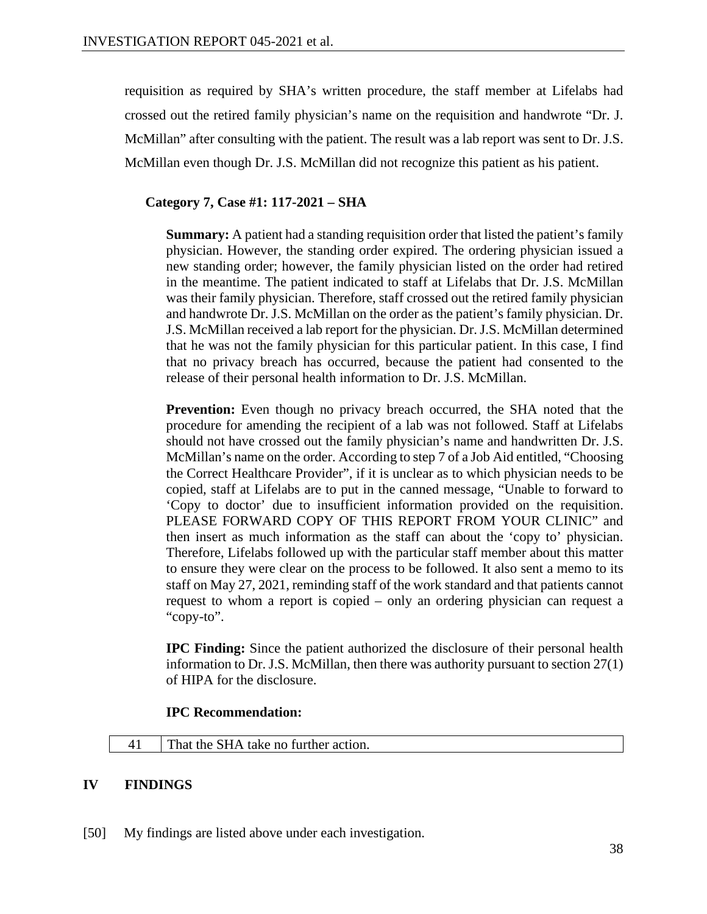requisition as required by SHA's written procedure, the staff member at Lifelabs had crossed out the retired family physician's name on the requisition and handwrote "Dr. J. McMillan" after consulting with the patient. The result was a lab report was sent to Dr. J.S. McMillan even though Dr. J.S. McMillan did not recognize this patient as his patient.

**Category 7, Case #1: 117-2021 – SHA**

**Summary:** A patient had a standing requisition order that listed the patient's family physician. However, the standing order expired. The ordering physician issued a new standing order; however, the family physician listed on the order had retired in the meantime. The patient indicated to staff at Lifelabs that Dr. J.S. McMillan was their family physician. Therefore, staff crossed out the retired family physician and handwrote Dr. J.S. McMillan on the order as the patient's family physician. Dr. J.S. McMillan received a lab report for the physician. Dr. J.S. McMillan determined that he was not the family physician for this particular patient. In this case, I find that no privacy breach has occurred, because the patient had consented to the release of their personal health information to Dr. J.S. McMillan.

**Prevention:** Even though no privacy breach occurred, the SHA noted that the procedure for amending the recipient of a lab was not followed. Staff at Lifelabs should not have crossed out the family physician's name and handwritten Dr. J.S. McMillan's name on the order. According to step 7 of a Job Aid entitled, "Choosing the Correct Healthcare Provider", if it is unclear as to which physician needs to be copied, staff at Lifelabs are to put in the canned message, "Unable to forward to 'Copy to doctor' due to insufficient information provided on the requisition. PLEASE FORWARD COPY OF THIS REPORT FROM YOUR CLINIC" and then insert as much information as the staff can about the 'copy to' physician. Therefore, Lifelabs followed up with the particular staff member about this matter to ensure they were clear on the process to be followed. It also sent a memo to its staff on May 27, 2021, reminding staff of the work standard and that patients cannot request to whom a report is copied – only an ordering physician can request a "copy-to".

**IPC Finding:** Since the patient authorized the disclosure of their personal health information to Dr. J.S. McMillan, then there was authority pursuant to section 27(1) of HIPA for the disclosure.

**IPC Recommendation:**

| 41 | That the SHA take no further action. |
|---|---|

## IV FINDINGS

[50] My findings are listed above under each investigation.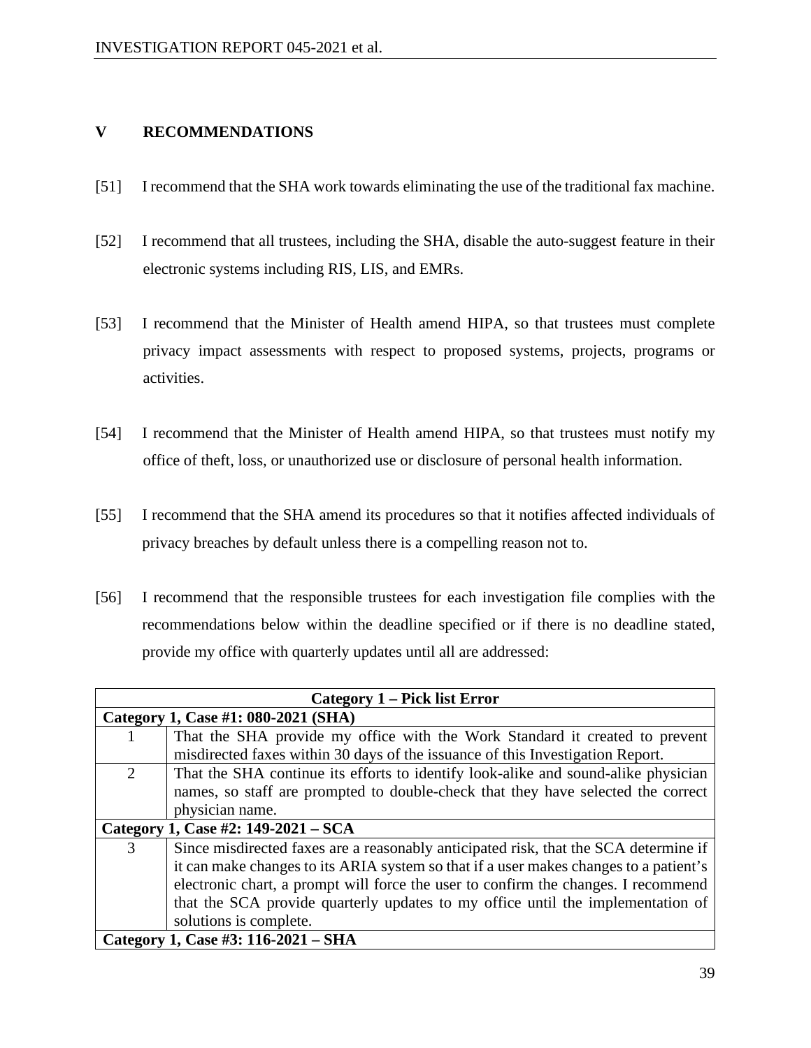## V RECOMMENDATIONS

[51] I recommend that the SHA work towards eliminating the use of the traditional fax machine.

[52] I recommend that all trustees, including the SHA, disable the auto-suggest feature in their electronic systems including RIS, LIS, and EMRs.

[53] I recommend that the Minister of Health amend HIPA, so that trustees must complete privacy impact assessments with respect to proposed systems, projects, programs or activities.

[54] I recommend that the Minister of Health amend HIPA, so that trustees must notify my office of theft, loss, or unauthorized use or disclosure of personal health information.

[55] I recommend that the SHA amend its procedures so that it notifies affected individuals of privacy breaches by default unless there is a compelling reason not to.

[56] I recommend that the responsible trustees for each investigation file complies with the recommendations below within the deadline specified or if there is no deadline stated, provide my office with quarterly updates until all are addressed:

| **Category 1 – Pick list Error** | |
|---|---|
| **Category 1, Case #1: 080-2021 (SHA)** | |
| 1 | That the SHA provide my office with the Work Standard it created to prevent misdirected faxes within 30 days of the issuance of this Investigation Report. |
| 2 | That the SHA continue its efforts to identify look-alike and sound-alike physician names, so staff are prompted to double-check that they have selected the correct physician name. |
| **Category 1, Case #2: 149-2021 – SCA** | |
| 3 | Since misdirected faxes are a reasonably anticipated risk, that the SCA determine if it can make changes to its ARIA system so that if a user makes changes to a patient's electronic chart, a prompt will force the user to confirm the changes. I recommend that the SCA provide quarterly updates to my office until the implementation of solutions is complete. |
| **Category 1, Case #3: 116-2021 – SHA** | |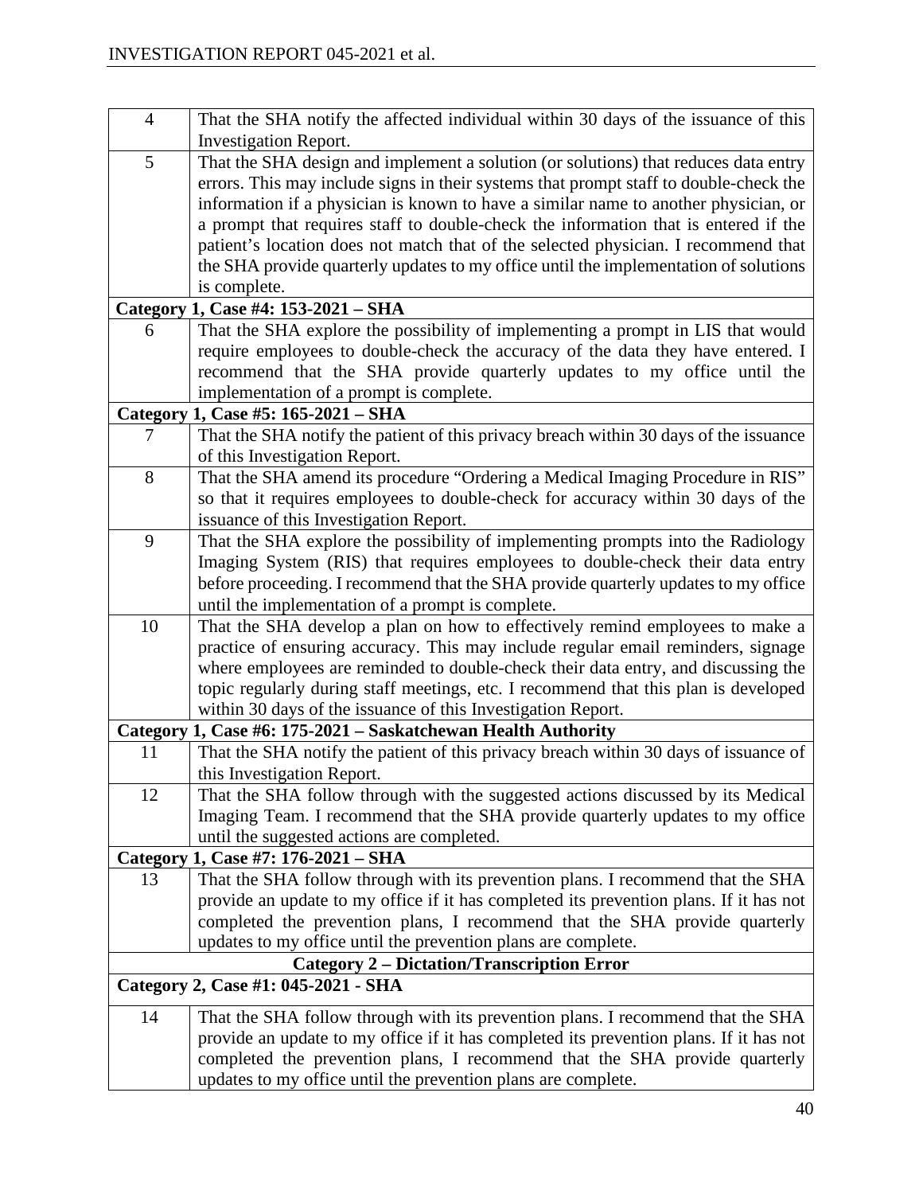| | |
|---|---|
| 4 | That the SHA notify the affected individual within 30 days of the issuance of this Investigation Report. |
| 5 | That the SHA design and implement a solution (or solutions) that reduces data entry errors. This may include signs in their systems that prompt staff to double-check the information if a physician is known to have a similar name to another physician, or a prompt that requires staff to double-check the information that is entered if the patient's location does not match that of the selected physician. I recommend that the SHA provide quarterly updates to my office until the implementation of solutions is complete. |
| **Category 1, Case #4: 153-2021 – SHA** | |
| 6 | That the SHA explore the possibility of implementing a prompt in LIS that would require employees to double-check the accuracy of the data they have entered. I recommend that the SHA provide quarterly updates to my office until the implementation of a prompt is complete. |
| **Category 1, Case #5: 165-2021 – SHA** | |
| 7 | That the SHA notify the patient of this privacy breach within 30 days of the issuance of this Investigation Report. |
| 8 | That the SHA amend its procedure "Ordering a Medical Imaging Procedure in RIS" so that it requires employees to double-check for accuracy within 30 days of the issuance of this Investigation Report. |
| 9 | That the SHA explore the possibility of implementing prompts into the Radiology Imaging System (RIS) that requires employees to double-check their data entry before proceeding. I recommend that the SHA provide quarterly updates to my office until the implementation of a prompt is complete. |
| 10 | That the SHA develop a plan on how to effectively remind employees to make a practice of ensuring accuracy. This may include regular email reminders, signage where employees are reminded to double-check their data entry, and discussing the topic regularly during staff meetings, etc. I recommend that this plan is developed within 30 days of the issuance of this Investigation Report. |
| **Category 1, Case #6: 175-2021 – Saskatchewan Health Authority** | |
| 11 | That the SHA notify the patient of this privacy breach within 30 days of issuance of this Investigation Report. |
| 12 | That the SHA follow through with the suggested actions discussed by its Medical Imaging Team. I recommend that the SHA provide quarterly updates to my office until the suggested actions are completed. |
| **Category 1, Case #7: 176-2021 – SHA** | |
| 13 | That the SHA follow through with its prevention plans. I recommend that the SHA provide an update to my office if it has completed its prevention plans. If it has not completed the prevention plans, I recommend that the SHA provide quarterly updates to my office until the prevention plans are complete. |
| **Category 2 – Dictation/Transcription Error** | |
| **Category 2, Case #1: 045-2021 - SHA** | |
| 14 | That the SHA follow through with its prevention plans. I recommend that the SHA provide an update to my office if it has completed its prevention plans. If it has not completed the prevention plans, I recommend that the SHA provide quarterly updates to my office until the prevention plans are complete. |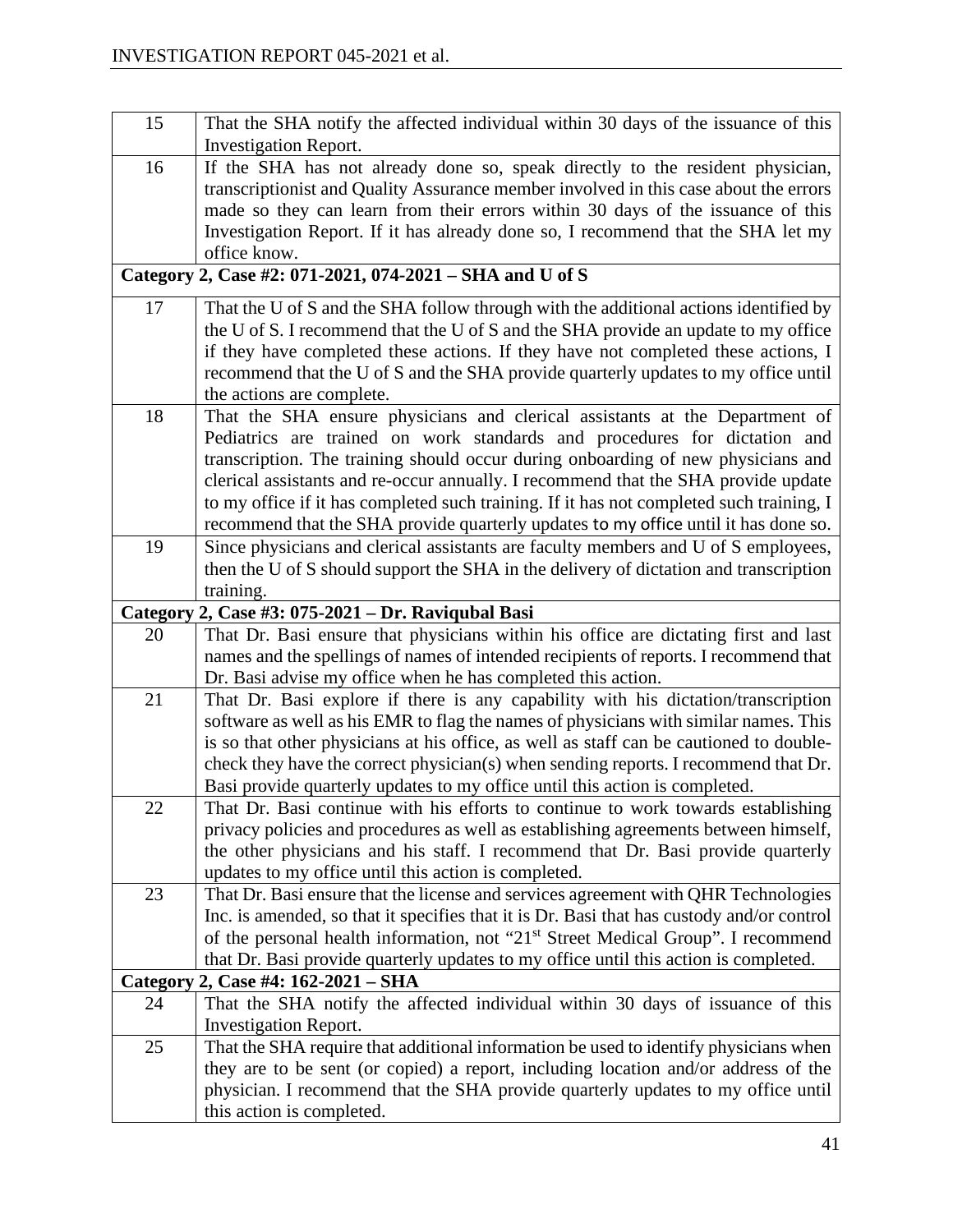| | |
|---|---|
| 15 | That the SHA notify the affected individual within 30 days of the issuance of this Investigation Report. |
| 16 | If the SHA has not already done so, speak directly to the resident physician, transcriptionist and Quality Assurance member involved in this case about the errors made so they can learn from their errors within 30 days of the issuance of this Investigation Report. If it has already done so, I recommend that the SHA let my office know. |
| **Category 2, Case #2: 071-2021, 074-2021 – SHA and U of S** | |
| 17 | That the U of S and the SHA follow through with the additional actions identified by the U of S. I recommend that the U of S and the SHA provide an update to my office if they have completed these actions. If they have not completed these actions, I recommend that the U of S and the SHA provide quarterly updates to my office until the actions are complete. |
| 18 | That the SHA ensure physicians and clerical assistants at the Department of Pediatrics are trained on work standards and procedures for dictation and transcription. The training should occur during onboarding of new physicians and clerical assistants and re-occur annually. I recommend that the SHA provide update to my office if it has completed such training. If it has not completed such training, I recommend that the SHA provide quarterly updates to my office until it has done so. |
| 19 | Since physicians and clerical assistants are faculty members and U of S employees, then the U of S should support the SHA in the delivery of dictation and transcription training. |
| **Category 2, Case #3: 075-2021 – Dr. Raviqubal Basi** | |
| 20 | That Dr. Basi ensure that physicians within his office are dictating first and last names and the spellings of names of intended recipients of reports. I recommend that Dr. Basi advise my office when he has completed this action. |
| 21 | That Dr. Basi explore if there is any capability with his dictation/transcription software as well as his EMR to flag the names of physicians with similar names. This is so that other physicians at his office, as well as staff can be cautioned to double-check they have the correct physician(s) when sending reports. I recommend that Dr. Basi provide quarterly updates to my office until this action is completed. |
| 22 | That Dr. Basi continue with his efforts to continue to work towards establishing privacy policies and procedures as well as establishing agreements between himself, the other physicians and his staff. I recommend that Dr. Basi provide quarterly updates to my office until this action is completed. |
| 23 | That Dr. Basi ensure that the license and services agreement with QHR Technologies Inc. is amended, so that it specifies that it is Dr. Basi that has custody and/or control of the personal health information, not "21st Street Medical Group". I recommend that Dr. Basi provide quarterly updates to my office until this action is completed. |
| **Category 2, Case #4: 162-2021 – SHA** | |
| 24 | That the SHA notify the affected individual within 30 days of issuance of this Investigation Report. |
| 25 | That the SHA require that additional information be used to identify physicians when they are to be sent (or copied) a report, including location and/or address of the physician. I recommend that the SHA provide quarterly updates to my office until this action is completed. |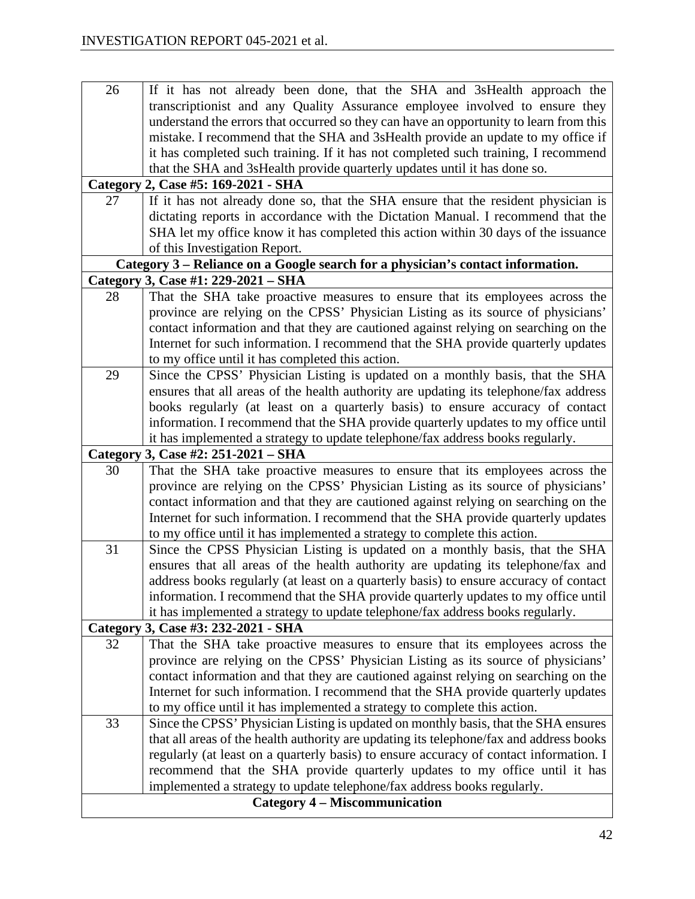| | |
|---|---|
| 26 | If it has not already been done, that the SHA and 3sHealth approach the transcriptionist and any Quality Assurance employee involved to ensure they understand the errors that occurred so they can have an opportunity to learn from this mistake. I recommend that the SHA and 3sHealth provide an update to my office if it has completed such training. If it has not completed such training, I recommend that the SHA and 3sHealth provide quarterly updates until it has done so. |
| **Category 2, Case #5: 169-2021 - SHA** | |
| 27 | If it has not already done so, that the SHA ensure that the resident physician is dictating reports in accordance with the Dictation Manual. I recommend that the SHA let my office know it has completed this action within 30 days of the issuance of this Investigation Report. |
| **Category 3 – Reliance on a Google search for a physician's contact information.** | |
| **Category 3, Case #1: 229-2021 – SHA** | |
| 28 | That the SHA take proactive measures to ensure that its employees across the province are relying on the CPSS' Physician Listing as its source of physicians' contact information and that they are cautioned against relying on searching on the Internet for such information. I recommend that the SHA provide quarterly updates to my office until it has completed this action. |
| 29 | Since the CPSS' Physician Listing is updated on a monthly basis, that the SHA ensures that all areas of the health authority are updating its telephone/fax address books regularly (at least on a quarterly basis) to ensure accuracy of contact information. I recommend that the SHA provide quarterly updates to my office until it has implemented a strategy to update telephone/fax address books regularly. |
| **Category 3, Case #2: 251-2021 – SHA** | |
| 30 | That the SHA take proactive measures to ensure that its employees across the province are relying on the CPSS' Physician Listing as its source of physicians' contact information and that they are cautioned against relying on searching on the Internet for such information. I recommend that the SHA provide quarterly updates to my office until it has implemented a strategy to complete this action. |
| 31 | Since the CPSS Physician Listing is updated on a monthly basis, that the SHA ensures that all areas of the health authority are updating its telephone/fax and address books regularly (at least on a quarterly basis) to ensure accuracy of contact information. I recommend that the SHA provide quarterly updates to my office until it has implemented a strategy to update telephone/fax address books regularly. |
| **Category 3, Case #3: 232-2021 - SHA** | |
| 32 | That the SHA take proactive measures to ensure that its employees across the province are relying on the CPSS' Physician Listing as its source of physicians' contact information and that they are cautioned against relying on searching on the Internet for such information. I recommend that the SHA provide quarterly updates to my office until it has implemented a strategy to complete this action. |
| 33 | Since the CPSS' Physician Listing is updated on monthly basis, that the SHA ensures that all areas of the health authority are updating its telephone/fax and address books regularly (at least on a quarterly basis) to ensure accuracy of contact information. I recommend that the SHA provide quarterly updates to my office until it has implemented a strategy to update telephone/fax address books regularly. |
| **Category 4 – Miscommunication** | |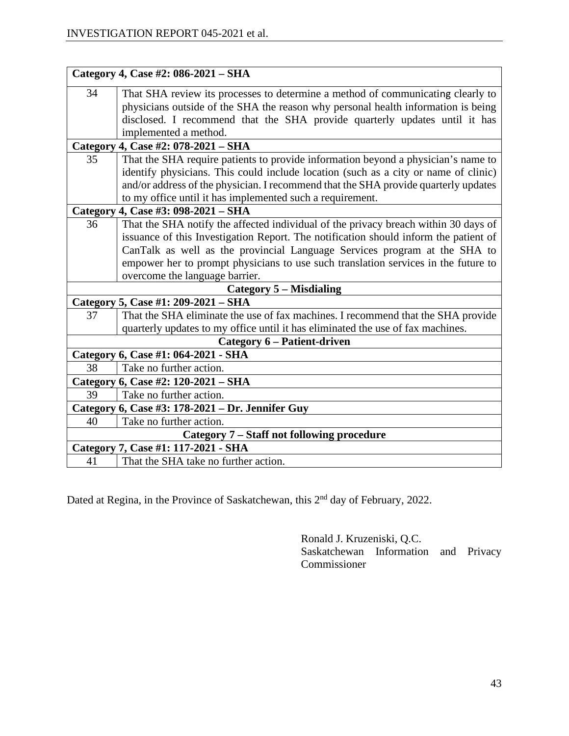| | |
|---|---|
| **Category 4, Case #2: 086-2021 – SHA** | |
| 34 | That SHA review its processes to determine a method of communicating clearly to physicians outside of the SHA the reason why personal health information is being disclosed. I recommend that the SHA provide quarterly updates until it has implemented a method. |
| **Category 4, Case #2: 078-2021 – SHA** | |
| 35 | That the SHA require patients to provide information beyond a physician's name to identify physicians. This could include location (such as a city or name of clinic) and/or address of the physician. I recommend that the SHA provide quarterly updates to my office until it has implemented such a requirement. |
| **Category 4, Case #3: 098-2021 – SHA** | |
| 36 | That the SHA notify the affected individual of the privacy breach within 30 days of issuance of this Investigation Report. The notification should inform the patient of CanTalk as well as the provincial Language Services program at the SHA to empower her to prompt physicians to use such translation services in the future to overcome the language barrier. |
| **Category 5 – Misdialing** | |
| **Category 5, Case #1: 209-2021 – SHA** | |
| 37 | That the SHA eliminate the use of fax machines. I recommend that the SHA provide quarterly updates to my office until it has eliminated the use of fax machines. |
| **Category 6 – Patient-driven** | |
| **Category 6, Case #1: 064-2021 - SHA** | |
| 38 | Take no further action. |
| **Category 6, Case #2: 120-2021 – SHA** | |
| 39 | Take no further action. |
| **Category 6, Case #3: 178-2021 – Dr. Jennifer Guy** | |
| 40 | Take no further action. |
| **Category 7 – Staff not following procedure** | |
| **Category 7, Case #1: 117-2021 - SHA** | |
| 41 | That the SHA take no further action. |

Dated at Regina, in the Province of Saskatchewan, this 2nd day of February, 2022.

Ronald J. Kruzeniski, Q.C.
Saskatchewan Information and Privacy Commissioner